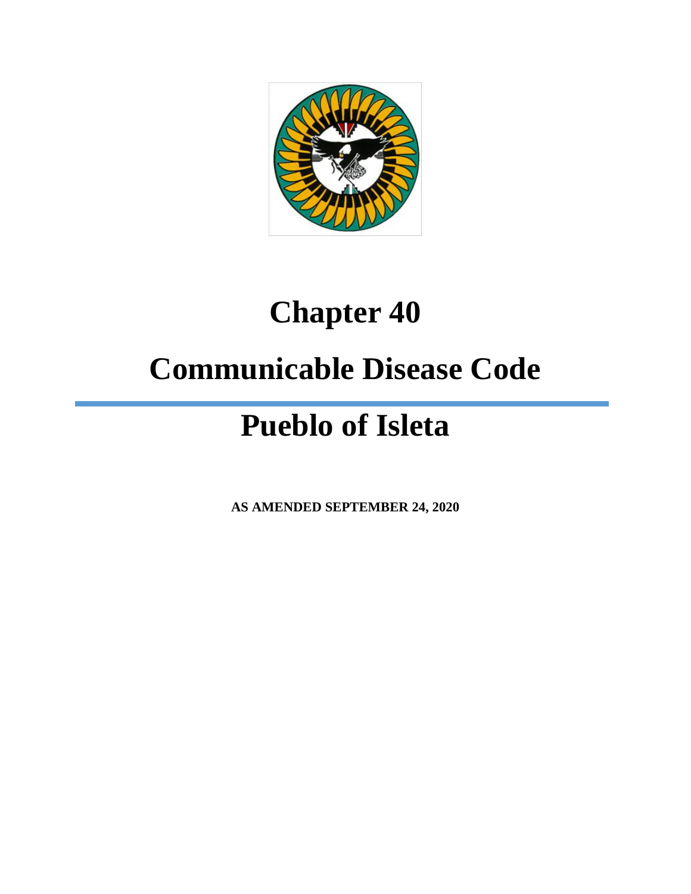# Chapter 40

# Communicable Disease Code

# Pueblo of Isleta

**AS AMENDED SEPTEMBER 24, 2020**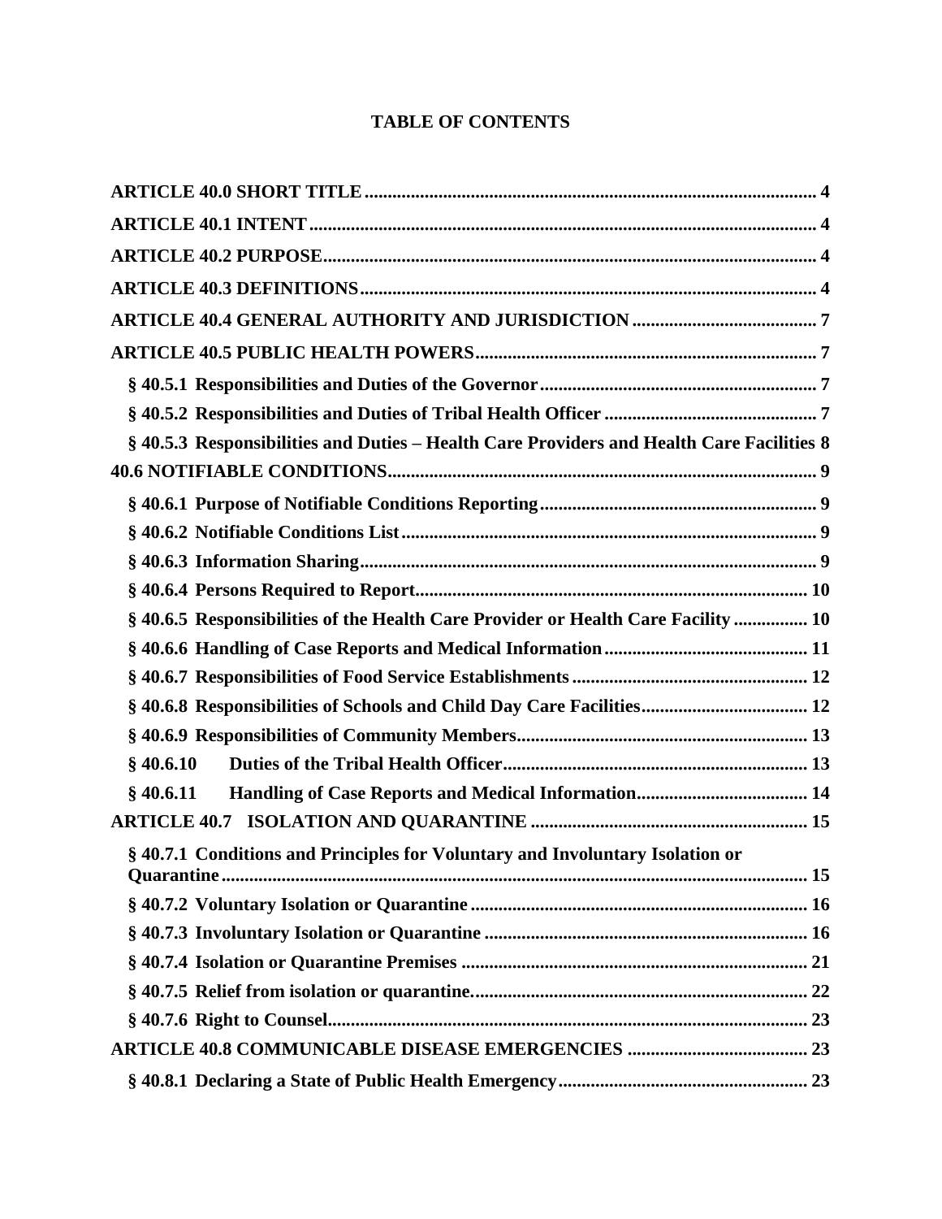# TABLE OF CONTENTS

**ARTICLE 40.0 SHORT TITLE** .......... 4

**ARTICLE 40.1 INTENT** .......... 4

**ARTICLE 40.2 PURPOSE** .......... 4

**ARTICLE 40.3 DEFINITIONS** .......... 4

**ARTICLE 40.4 GENERAL AUTHORITY AND JURISDICTION** .......... 7

**ARTICLE 40.5 PUBLIC HEALTH POWERS** .......... 7

- **§ 40.5.1 Responsibilities and Duties of the Governor** .......... 7
- **§ 40.5.2 Responsibilities and Duties of Tribal Health Officer** .......... 7
- **§ 40.5.3 Responsibilities and Duties – Health Care Providers and Health Care Facilities** 8

**40.6 NOTIFIABLE CONDITIONS** .......... 9

- **§ 40.6.1 Purpose of Notifiable Conditions Reporting** .......... 9
- **§ 40.6.2 Notifiable Conditions List** .......... 9
- **§ 40.6.3 Information Sharing** .......... 9
- **§ 40.6.4 Persons Required to Report** .......... 10
- **§ 40.6.5 Responsibilities of the Health Care Provider or Health Care Facility** .......... 10
- **§ 40.6.6 Handling of Case Reports and Medical Information** .......... 11
- **§ 40.6.7 Responsibilities of Food Service Establishments** .......... 12
- **§ 40.6.8 Responsibilities of Schools and Child Day Care Facilities** .......... 12
- **§ 40.6.9 Responsibilities of Community Members** .......... 13
- **§ 40.6.10 Duties of the Tribal Health Officer** .......... 13
- **§ 40.6.11 Handling of Case Reports and Medical Information** .......... 14

**ARTICLE 40.7 ISOLATION AND QUARANTINE** .......... 15

- **§ 40.7.1 Conditions and Principles for Voluntary and Involuntary Isolation or Quarantine** .......... 15
- **§ 40.7.2 Voluntary Isolation or Quarantine** .......... 16
- **§ 40.7.3 Involuntary Isolation or Quarantine** .......... 16
- **§ 40.7.4 Isolation or Quarantine Premises** .......... 21
- **§ 40.7.5 Relief from isolation or quarantine** .......... 22
- **§ 40.7.6 Right to Counsel** .......... 23

**ARTICLE 40.8 COMMUNICABLE DISEASE EMERGENCIES** .......... 23

- **§ 40.8.1 Declaring a State of Public Health Emergency** .......... 23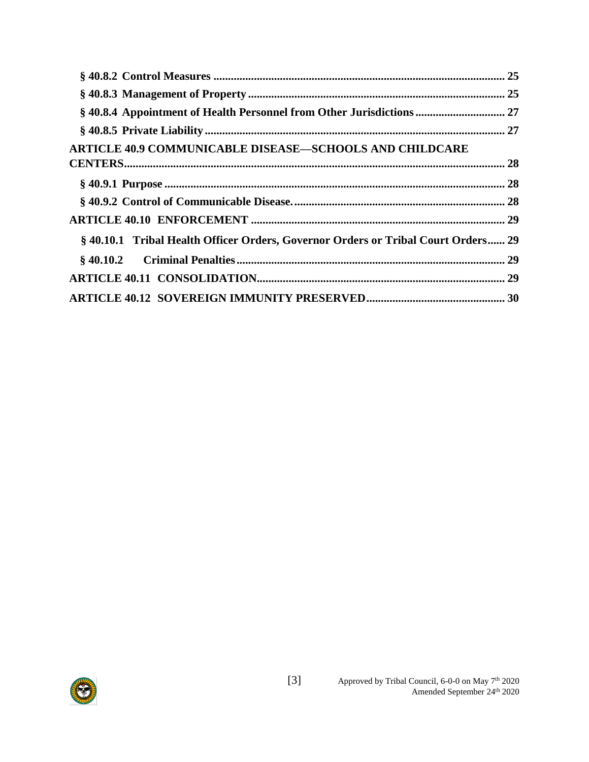**§ 40.8.2 Control Measures** .......... **25**

**§ 40.8.3 Management of Property** .......... **25**

**§ 40.8.4 Appointment of Health Personnel from Other Jurisdictions** .......... **27**

**§ 40.8.5 Private Liability** .......... **27**

**ARTICLE 40.9 COMMUNICABLE DISEASE—SCHOOLS AND CHILDCARE CENTERS** .......... **28**

**§ 40.9.1 Purpose** .......... **28**

**§ 40.9.2 Control of Communicable Disease.** .......... **28**

**ARTICLE 40.10 ENFORCEMENT** .......... **29**

**§ 40.10.1 Tribal Health Officer Orders, Governor Orders or Tribal Court Orders** .......... **29**

**§ 40.10.2 Criminal Penalties** .......... **29**

**ARTICLE 40.11 CONSOLIDATION** .......... **29**

**ARTICLE 40.12 SOVEREIGN IMMUNITY PRESERVED** .......... **30**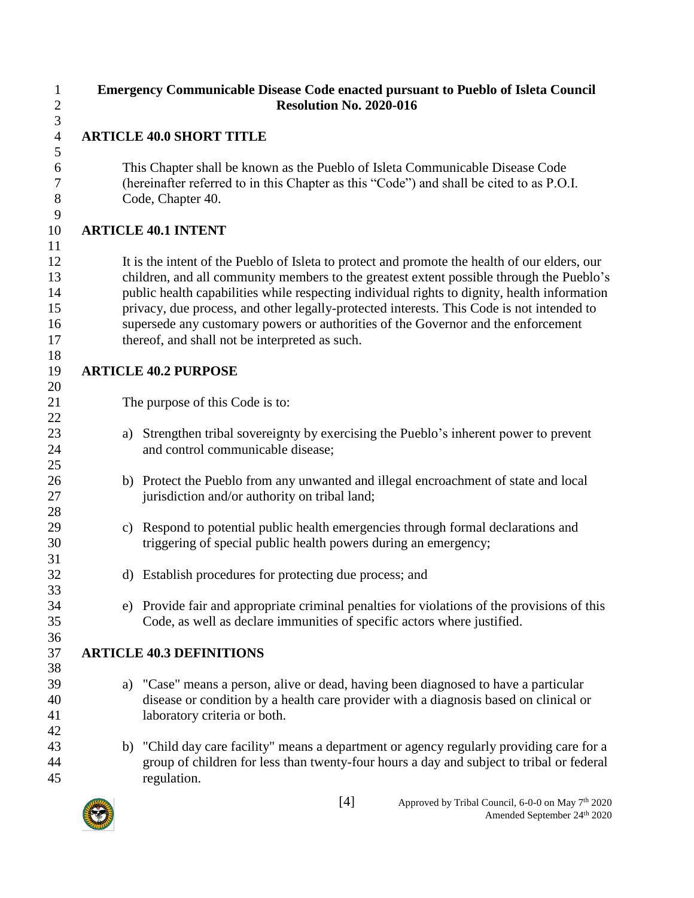**Emergency Communicable Disease Code enacted pursuant to Pueblo of Isleta Council Resolution No. 2020-016**

## ARTICLE 40.0 SHORT TITLE

This Chapter shall be known as the Pueblo of Isleta Communicable Disease Code (hereinafter referred to in this Chapter as this "Code") and shall be cited to as P.O.I. Code, Chapter 40.

## ARTICLE 40.1 INTENT

It is the intent of the Pueblo of Isleta to protect and promote the health of our elders, our children, and all community members to the greatest extent possible through the Pueblo's public health capabilities while respecting individual rights to dignity, health information privacy, due process, and other legally-protected interests. This Code is not intended to supersede any customary powers or authorities of the Governor and the enforcement thereof, and shall not be interpreted as such.

## ARTICLE 40.2 PURPOSE

The purpose of this Code is to:

a) Strengthen tribal sovereignty by exercising the Pueblo's inherent power to prevent and control communicable disease;

b) Protect the Pueblo from any unwanted and illegal encroachment of state and local jurisdiction and/or authority on tribal land;

c) Respond to potential public health emergencies through formal declarations and triggering of special public health powers during an emergency;

d) Establish procedures for protecting due process; and

e) Provide fair and appropriate criminal penalties for violations of the provisions of this Code, as well as declare immunities of specific actors where justified.

## ARTICLE 40.3 DEFINITIONS

a) "Case" means a person, alive or dead, having been diagnosed to have a particular disease or condition by a health care provider with a diagnosis based on clinical or laboratory criteria or both.

b) "Child day care facility" means a department or agency regularly providing care for a group of children for less than twenty-four hours a day and subject to tribal or federal regulation.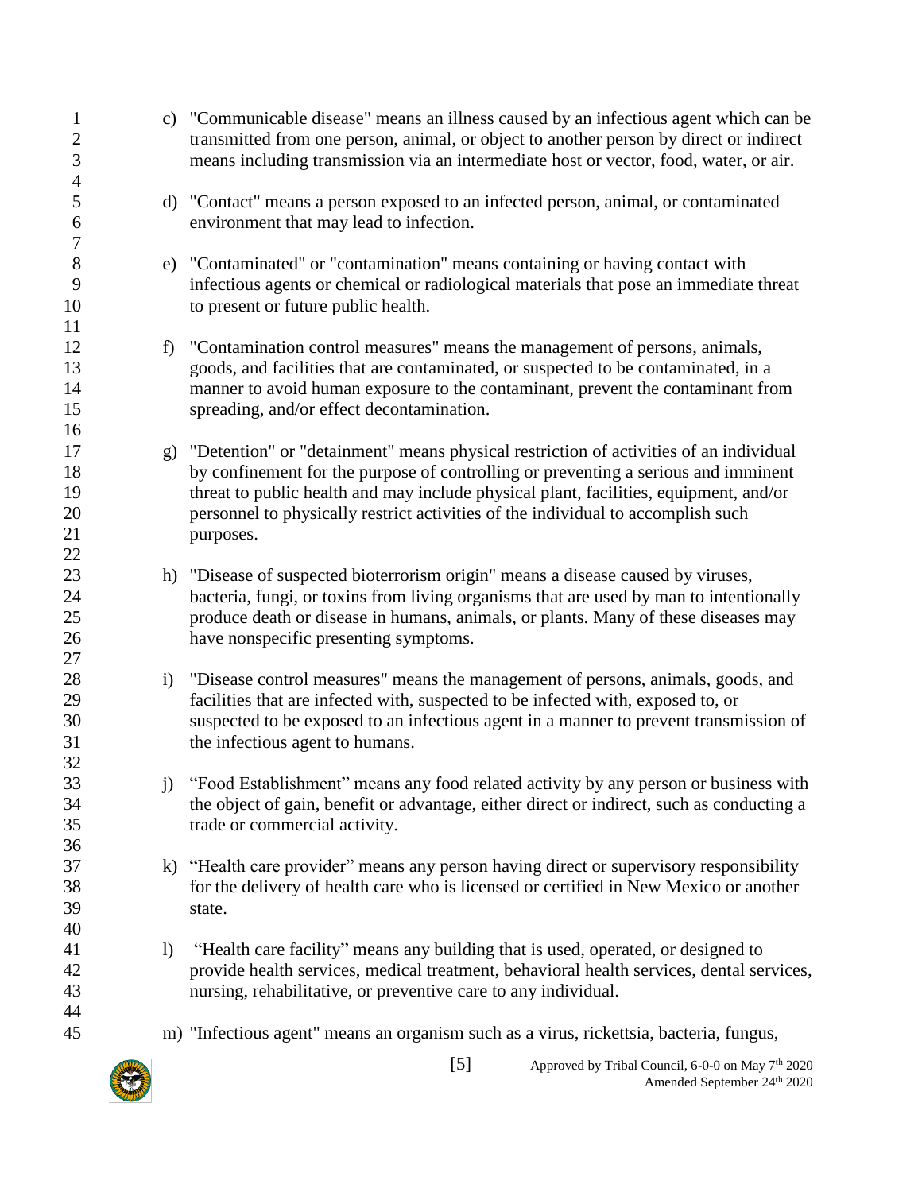c) "Communicable disease" means an illness caused by an infectious agent which can be transmitted from one person, animal, or object to another person by direct or indirect means including transmission via an intermediate host or vector, food, water, or air.

d) "Contact" means a person exposed to an infected person, animal, or contaminated environment that may lead to infection.

e) "Contaminated" or "contamination" means containing or having contact with infectious agents or chemical or radiological materials that pose an immediate threat to present or future public health.

f) "Contamination control measures" means the management of persons, animals, goods, and facilities that are contaminated, or suspected to be contaminated, in a manner to avoid human exposure to the contaminant, prevent the contaminant from spreading, and/or effect decontamination.

g) "Detention" or "detainment" means physical restriction of activities of an individual by confinement for the purpose of controlling or preventing a serious and imminent threat to public health and may include physical plant, facilities, equipment, and/or personnel to physically restrict activities of the individual to accomplish such purposes.

h) "Disease of suspected bioterrorism origin" means a disease caused by viruses, bacteria, fungi, or toxins from living organisms that are used by man to intentionally produce death or disease in humans, animals, or plants. Many of these diseases may have nonspecific presenting symptoms.

i) "Disease control measures" means the management of persons, animals, goods, and facilities that are infected with, suspected to be infected with, exposed to, or suspected to be exposed to an infectious agent in a manner to prevent transmission of the infectious agent to humans.

j) "Food Establishment" means any food related activity by any person or business with the object of gain, benefit or advantage, either direct or indirect, such as conducting a trade or commercial activity.

k) "Health care provider" means any person having direct or supervisory responsibility for the delivery of health care who is licensed or certified in New Mexico or another state.

l) "Health care facility" means any building that is used, operated, or designed to provide health services, medical treatment, behavioral health services, dental services, nursing, rehabilitative, or preventive care to any individual.

m) "Infectious agent" means an organism such as a virus, rickettsia, bacteria, fungus,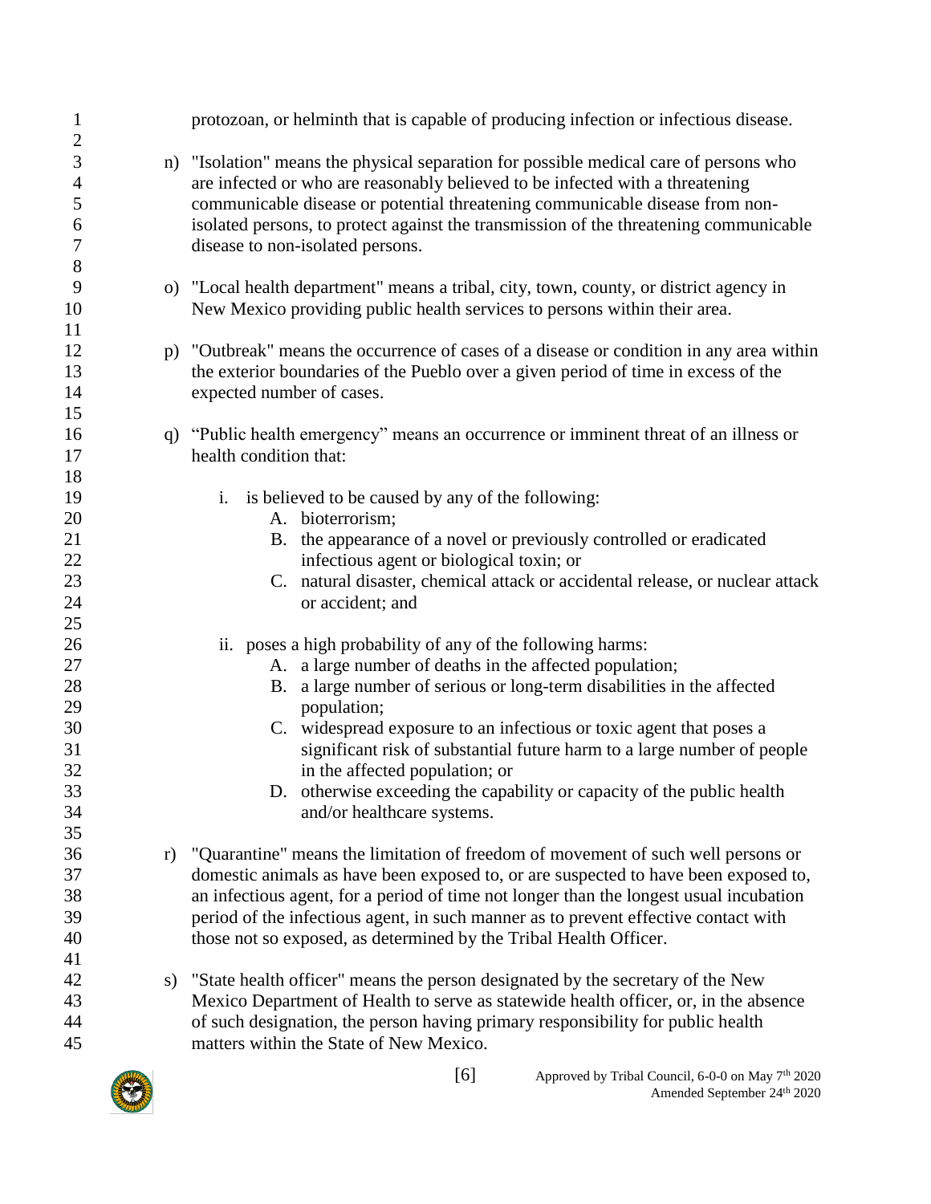protozoan, or helminth that is capable of producing infection or infectious disease.

n) "Isolation" means the physical separation for possible medical care of persons who are infected or who are reasonably believed to be infected with a threatening communicable disease or potential threatening communicable disease from non-isolated persons, to protect against the transmission of the threatening communicable disease to non-isolated persons.

o) "Local health department" means a tribal, city, town, county, or district agency in New Mexico providing public health services to persons within their area.

p) "Outbreak" means the occurrence of cases of a disease or condition in any area within the exterior boundaries of the Pueblo over a given period of time in excess of the expected number of cases.

q) "Public health emergency" means an occurrence or imminent threat of an illness or health condition that:

   i. is believed to be caused by any of the following:
      A. bioterrorism;
      B. the appearance of a novel or previously controlled or eradicated infectious agent or biological toxin; or
      C. natural disaster, chemical attack or accidental release, or nuclear attack or accident; and

   ii. poses a high probability of any of the following harms:
      A. a large number of deaths in the affected population;
      B. a large number of serious or long-term disabilities in the affected population;
      C. widespread exposure to an infectious or toxic agent that poses a significant risk of substantial future harm to a large number of people in the affected population; or
      D. otherwise exceeding the capability or capacity of the public health and/or healthcare systems.

r) "Quarantine" means the limitation of freedom of movement of such well persons or domestic animals as have been exposed to, or are suspected to have been exposed to, an infectious agent, for a period of time not longer than the longest usual incubation period of the infectious agent, in such manner as to prevent effective contact with those not so exposed, as determined by the Tribal Health Officer.

s) "State health officer" means the person designated by the secretary of the New Mexico Department of Health to serve as statewide health officer, or, in the absence of such designation, the person having primary responsibility for public health matters within the State of New Mexico.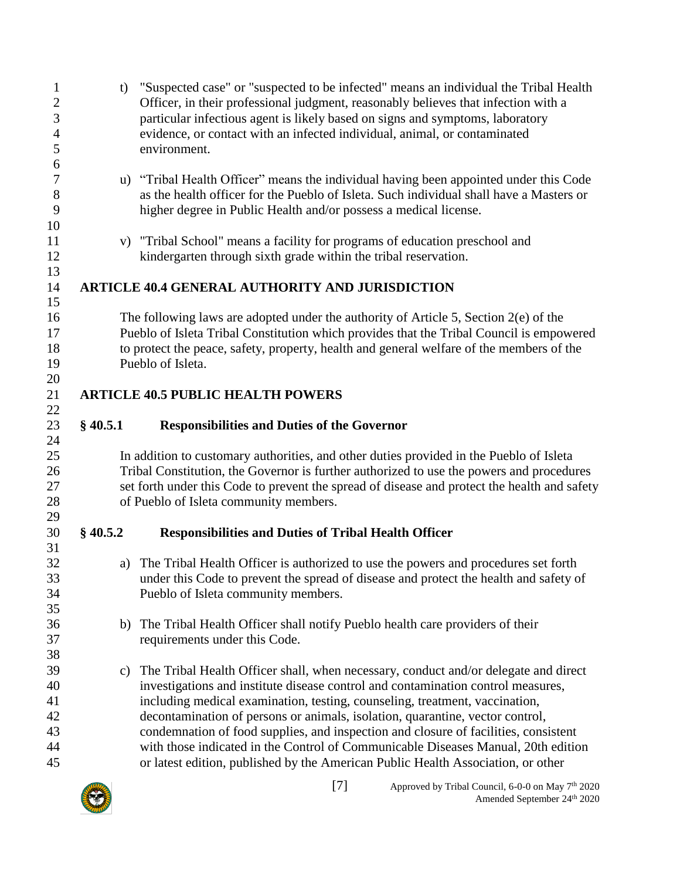t) "Suspected case" or "suspected to be infected" means an individual the Tribal Health Officer, in their professional judgment, reasonably believes that infection with a particular infectious agent is likely based on signs and symptoms, laboratory evidence, or contact with an infected individual, animal, or contaminated environment.

u) "Tribal Health Officer" means the individual having been appointed under this Code as the health officer for the Pueblo of Isleta. Such individual shall have a Masters or higher degree in Public Health and/or possess a medical license.

v) "Tribal School" means a facility for programs of education preschool and kindergarten through sixth grade within the tribal reservation.

## ARTICLE 40.4 GENERAL AUTHORITY AND JURISDICTION

The following laws are adopted under the authority of Article 5, Section 2(e) of the Pueblo of Isleta Tribal Constitution which provides that the Tribal Council is empowered to protect the peace, safety, property, health and general welfare of the members of the Pueblo of Isleta.

## ARTICLE 40.5 PUBLIC HEALTH POWERS

### § 40.5.1 Responsibilities and Duties of the Governor

In addition to customary authorities, and other duties provided in the Pueblo of Isleta Tribal Constitution, the Governor is further authorized to use the powers and procedures set forth under this Code to prevent the spread of disease and protect the health and safety of Pueblo of Isleta community members.

### § 40.5.2 Responsibilities and Duties of Tribal Health Officer

a) The Tribal Health Officer is authorized to use the powers and procedures set forth under this Code to prevent the spread of disease and protect the health and safety of Pueblo of Isleta community members.

b) The Tribal Health Officer shall notify Pueblo health care providers of their requirements under this Code.

c) The Tribal Health Officer shall, when necessary, conduct and/or delegate and direct investigations and institute disease control and contamination control measures, including medical examination, testing, counseling, treatment, vaccination, decontamination of persons or animals, isolation, quarantine, vector control, condemnation of food supplies, and inspection and closure of facilities, consistent with those indicated in the Control of Communicable Diseases Manual, 20th edition or latest edition, published by the American Public Health Association, or other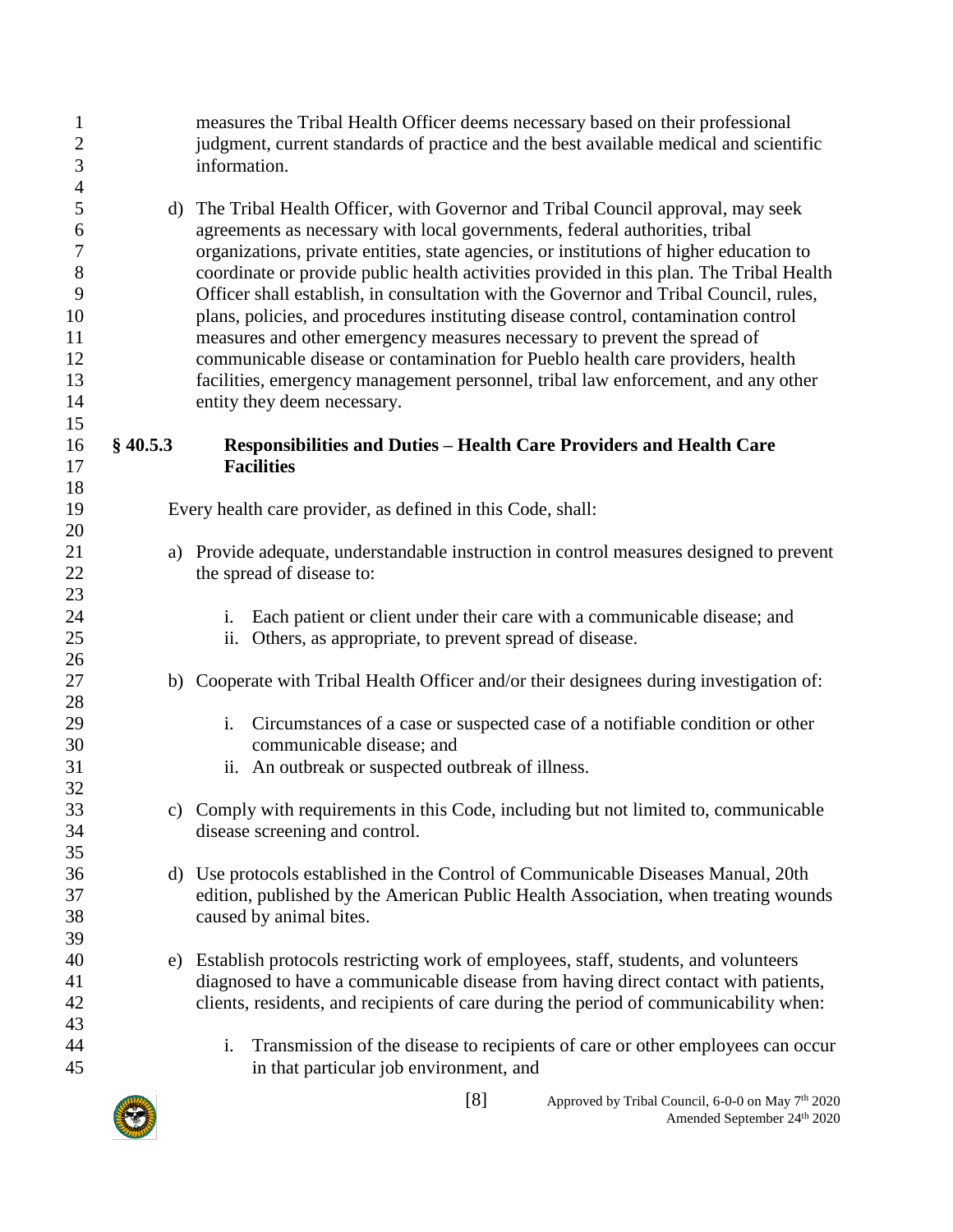measures the Tribal Health Officer deems necessary based on their professional judgment, current standards of practice and the best available medical and scientific information.

d) The Tribal Health Officer, with Governor and Tribal Council approval, may seek agreements as necessary with local governments, federal authorities, tribal organizations, private entities, state agencies, or institutions of higher education to coordinate or provide public health activities provided in this plan. The Tribal Health Officer shall establish, in consultation with the Governor and Tribal Council, rules, plans, policies, and procedures instituting disease control, contamination control measures and other emergency measures necessary to prevent the spread of communicable disease or contamination for Pueblo health care providers, health facilities, emergency management personnel, tribal law enforcement, and any other entity they deem necessary.

### § 40.5.3 Responsibilities and Duties – Health Care Providers and Health Care Facilities

Every health care provider, as defined in this Code, shall:

a) Provide adequate, understandable instruction in control measures designed to prevent the spread of disease to:

   i. Each patient or client under their care with a communicable disease; and
   ii. Others, as appropriate, to prevent spread of disease.

b) Cooperate with Tribal Health Officer and/or their designees during investigation of:

   i. Circumstances of a case or suspected case of a notifiable condition or other communicable disease; and
   ii. An outbreak or suspected outbreak of illness.

c) Comply with requirements in this Code, including but not limited to, communicable disease screening and control.

d) Use protocols established in the Control of Communicable Diseases Manual, 20th edition, published by the American Public Health Association, when treating wounds caused by animal bites.

e) Establish protocols restricting work of employees, staff, students, and volunteers diagnosed to have a communicable disease from having direct contact with patients, clients, residents, and recipients of care during the period of communicability when:

   i. Transmission of the disease to recipients of care or other employees can occur in that particular job environment, and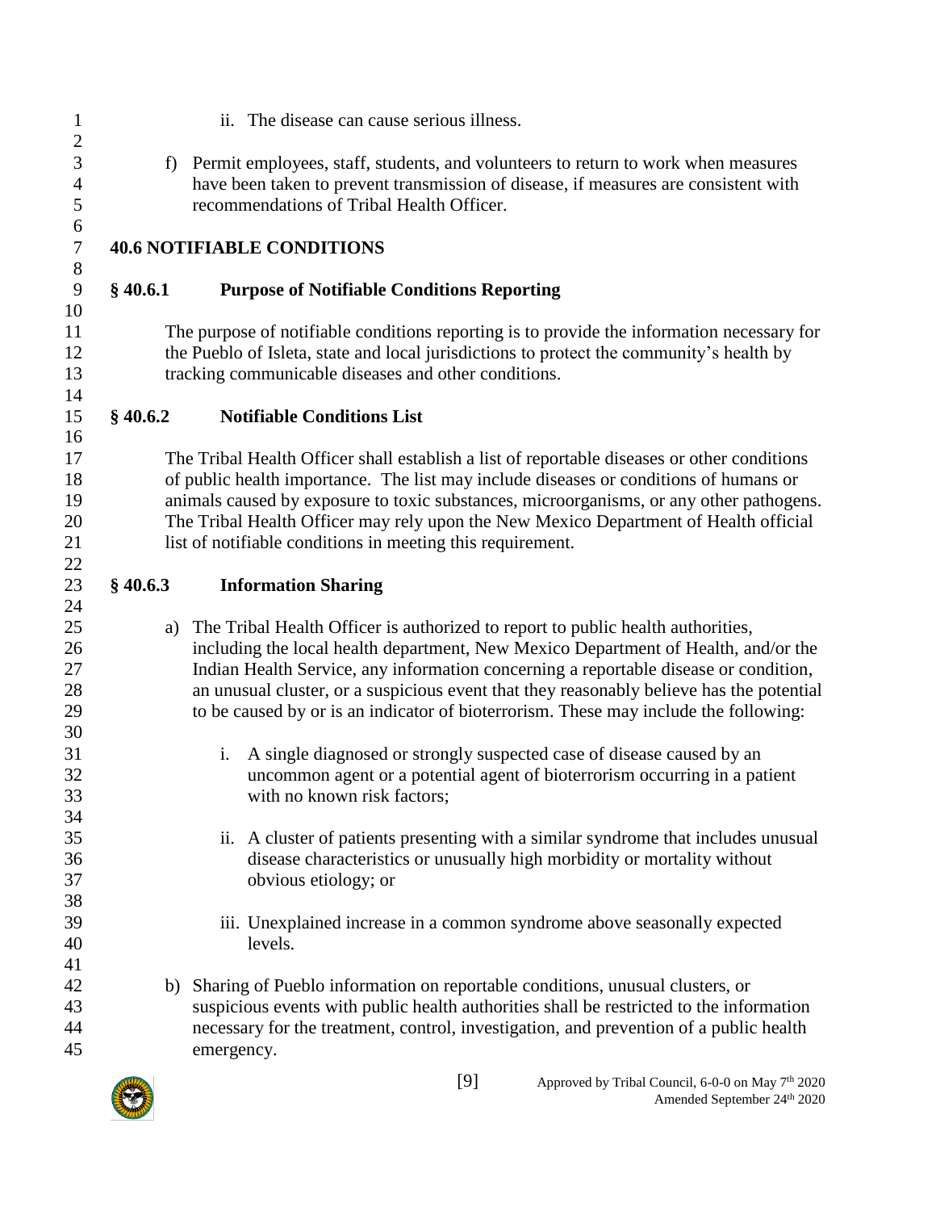ii. The disease can cause serious illness.

f) Permit employees, staff, students, and volunteers to return to work when measures have been taken to prevent transmission of disease, if measures are consistent with recommendations of Tribal Health Officer.

## 40.6 NOTIFIABLE CONDITIONS

### § 40.6.1 Purpose of Notifiable Conditions Reporting

The purpose of notifiable conditions reporting is to provide the information necessary for the Pueblo of Isleta, state and local jurisdictions to protect the community's health by tracking communicable diseases and other conditions.

### § 40.6.2 Notifiable Conditions List

The Tribal Health Officer shall establish a list of reportable diseases or other conditions of public health importance. The list may include diseases or conditions of humans or animals caused by exposure to toxic substances, microorganisms, or any other pathogens. The Tribal Health Officer may rely upon the New Mexico Department of Health official list of notifiable conditions in meeting this requirement.

### § 40.6.3 Information Sharing

a) The Tribal Health Officer is authorized to report to public health authorities, including the local health department, New Mexico Department of Health, and/or the Indian Health Service, any information concerning a reportable disease or condition, an unusual cluster, or a suspicious event that they reasonably believe has the potential to be caused by or is an indicator of bioterrorism. These may include the following:

   i. A single diagnosed or strongly suspected case of disease caused by an uncommon agent or a potential agent of bioterrorism occurring in a patient with no known risk factors;

   ii. A cluster of patients presenting with a similar syndrome that includes unusual disease characteristics or unusually high morbidity or mortality without obvious etiology; or

   iii. Unexplained increase in a common syndrome above seasonally expected levels.

b) Sharing of Pueblo information on reportable conditions, unusual clusters, or suspicious events with public health authorities shall be restricted to the information necessary for the treatment, control, investigation, and prevention of a public health emergency.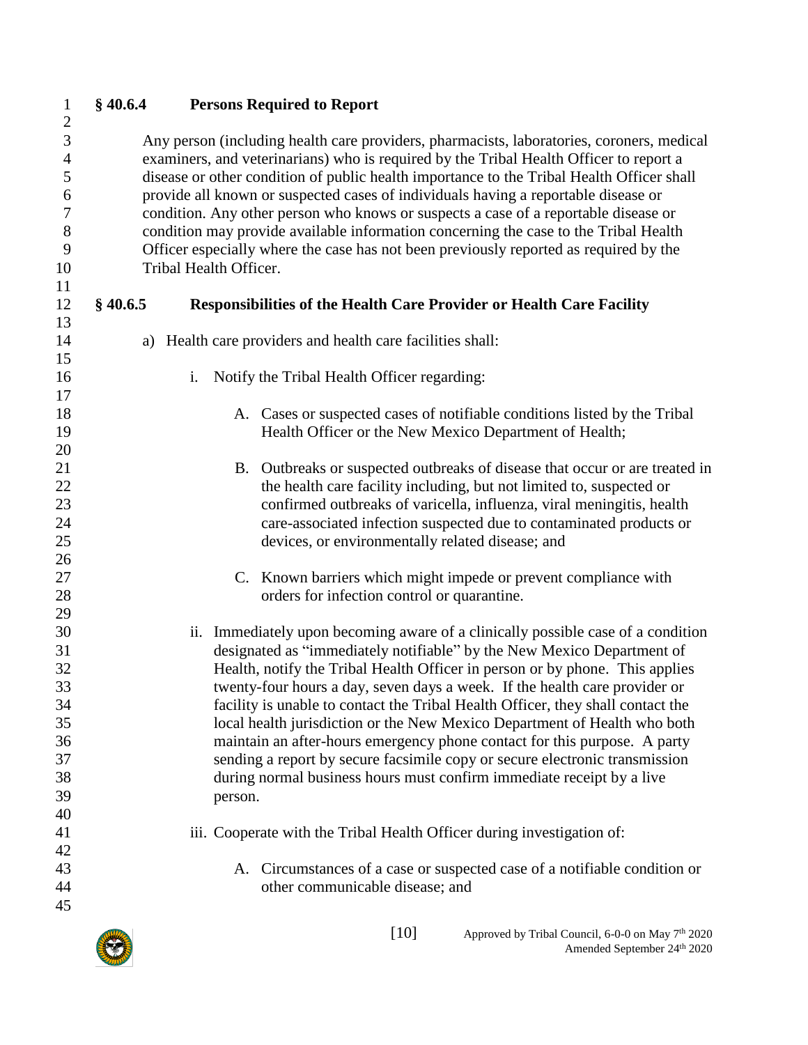## § 40.6.4 Persons Required to Report

Any person (including health care providers, pharmacists, laboratories, coroners, medical examiners, and veterinarians) who is required by the Tribal Health Officer to report a disease or other condition of public health importance to the Tribal Health Officer shall provide all known or suspected cases of individuals having a reportable disease or condition. Any other person who knows or suspects a case of a reportable disease or condition may provide available information concerning the case to the Tribal Health Officer especially where the case has not been previously reported as required by the Tribal Health Officer.

## § 40.6.5 Responsibilities of the Health Care Provider or Health Care Facility

a) Health care providers and health care facilities shall:

i. Notify the Tribal Health Officer regarding:

A. Cases or suspected cases of notifiable conditions listed by the Tribal Health Officer or the New Mexico Department of Health;

B. Outbreaks or suspected outbreaks of disease that occur or are treated in the health care facility including, but not limited to, suspected or confirmed outbreaks of varicella, influenza, viral meningitis, health care-associated infection suspected due to contaminated products or devices, or environmentally related disease; and

C. Known barriers which might impede or prevent compliance with orders for infection control or quarantine.

ii. Immediately upon becoming aware of a clinically possible case of a condition designated as "immediately notifiable" by the New Mexico Department of Health, notify the Tribal Health Officer in person or by phone. This applies twenty-four hours a day, seven days a week. If the health care provider or facility is unable to contact the Tribal Health Officer, they shall contact the local health jurisdiction or the New Mexico Department of Health who both maintain an after-hours emergency phone contact for this purpose. A party sending a report by secure facsimile copy or secure electronic transmission during normal business hours must confirm immediate receipt by a live person.

iii. Cooperate with the Tribal Health Officer during investigation of:

A. Circumstances of a case or suspected case of a notifiable condition or other communicable disease; and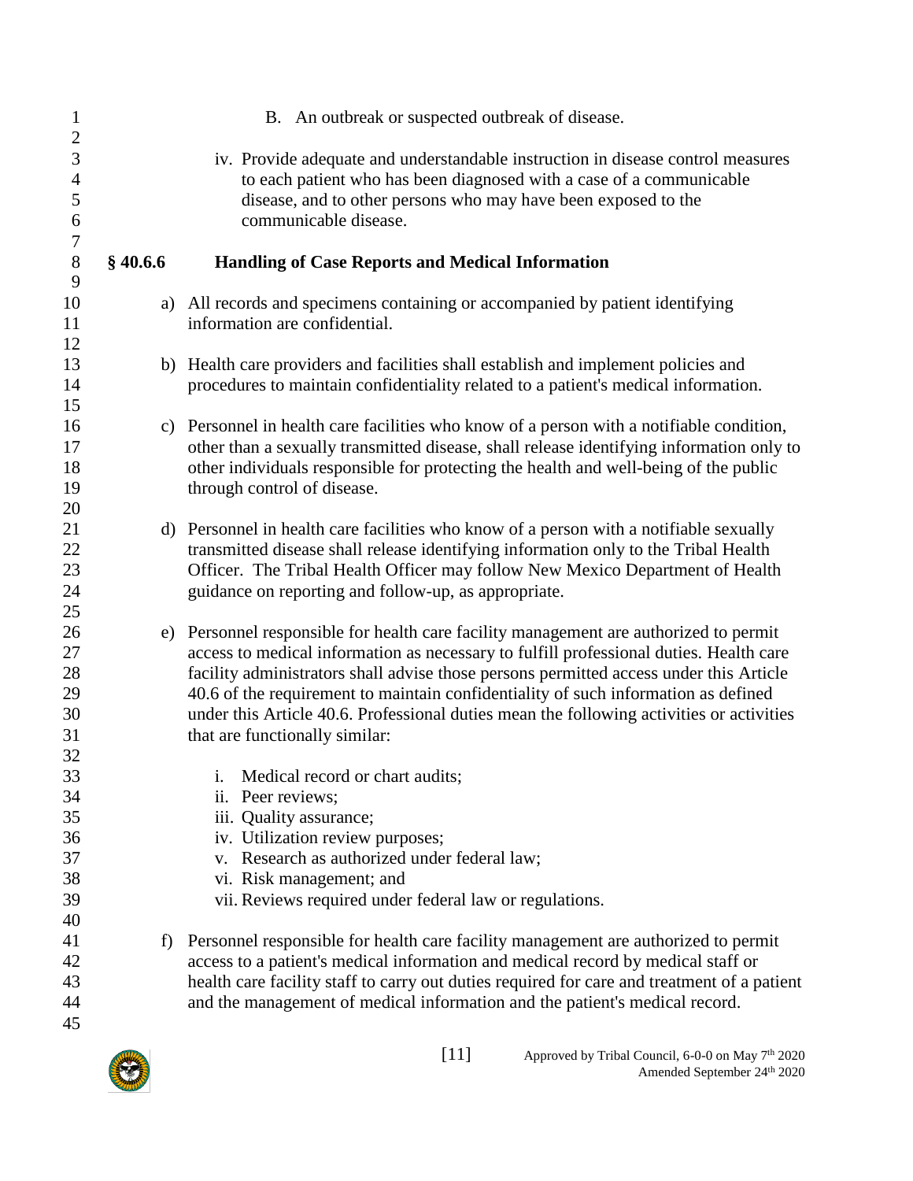B. An outbreak or suspected outbreak of disease.

iv. Provide adequate and understandable instruction in disease control measures to each patient who has been diagnosed with a case of a communicable disease, and to other persons who may have been exposed to the communicable disease.

### § 40.6.6 Handling of Case Reports and Medical Information

a) All records and specimens containing or accompanied by patient identifying information are confidential.

b) Health care providers and facilities shall establish and implement policies and procedures to maintain confidentiality related to a patient's medical information.

c) Personnel in health care facilities who know of a person with a notifiable condition, other than a sexually transmitted disease, shall release identifying information only to other individuals responsible for protecting the health and well-being of the public through control of disease.

d) Personnel in health care facilities who know of a person with a notifiable sexually transmitted disease shall release identifying information only to the Tribal Health Officer. The Tribal Health Officer may follow New Mexico Department of Health guidance on reporting and follow-up, as appropriate.

e) Personnel responsible for health care facility management are authorized to permit access to medical information as necessary to fulfill professional duties. Health care facility administrators shall advise those persons permitted access under this Article 40.6 of the requirement to maintain confidentiality of such information as defined under this Article 40.6. Professional duties mean the following activities or activities that are functionally similar:

   i. Medical record or chart audits;
   ii. Peer reviews;
   iii. Quality assurance;
   iv. Utilization review purposes;
   v. Research as authorized under federal law;
   vi. Risk management; and
   vii. Reviews required under federal law or regulations.

f) Personnel responsible for health care facility management are authorized to permit access to a patient's medical information and medical record by medical staff or health care facility staff to carry out duties required for care and treatment of a patient and the management of medical information and the patient's medical record.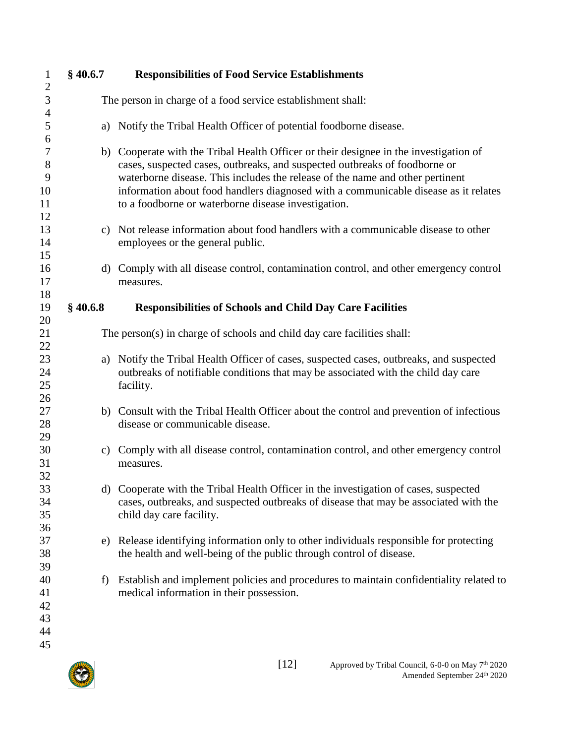### § 40.6.7 Responsibilities of Food Service Establishments

The person in charge of a food service establishment shall:

a) Notify the Tribal Health Officer of potential foodborne disease.

b) Cooperate with the Tribal Health Officer or their designee in the investigation of cases, suspected cases, outbreaks, and suspected outbreaks of foodborne or waterborne disease. This includes the release of the name and other pertinent information about food handlers diagnosed with a communicable disease as it relates to a foodborne or waterborne disease investigation.

c) Not release information about food handlers with a communicable disease to other employees or the general public.

d) Comply with all disease control, contamination control, and other emergency control measures.

### § 40.6.8 Responsibilities of Schools and Child Day Care Facilities

The person(s) in charge of schools and child day care facilities shall:

a) Notify the Tribal Health Officer of cases, suspected cases, outbreaks, and suspected outbreaks of notifiable conditions that may be associated with the child day care facility.

b) Consult with the Tribal Health Officer about the control and prevention of infectious disease or communicable disease.

c) Comply with all disease control, contamination control, and other emergency control measures.

d) Cooperate with the Tribal Health Officer in the investigation of cases, suspected cases, outbreaks, and suspected outbreaks of disease that may be associated with the child day care facility.

e) Release identifying information only to other individuals responsible for protecting the health and well-being of the public through control of disease.

f) Establish and implement policies and procedures to maintain confidentiality related to medical information in their possession.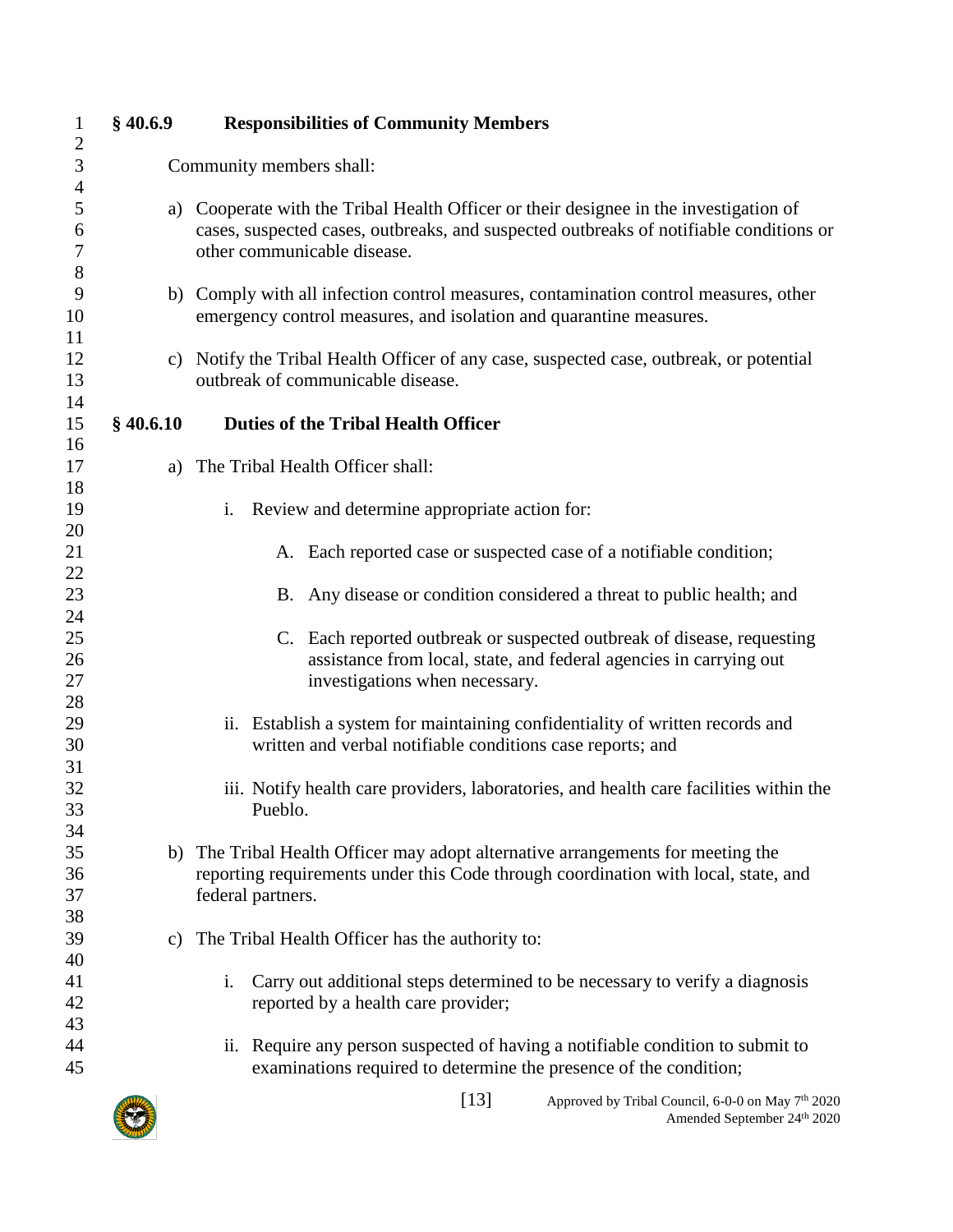### § 40.6.9 Responsibilities of Community Members

Community members shall:

a) Cooperate with the Tribal Health Officer or their designee in the investigation of cases, suspected cases, outbreaks, and suspected outbreaks of notifiable conditions or other communicable disease.

b) Comply with all infection control measures, contamination control measures, other emergency control measures, and isolation and quarantine measures.

c) Notify the Tribal Health Officer of any case, suspected case, outbreak, or potential outbreak of communicable disease.

### § 40.6.10 Duties of the Tribal Health Officer

a) The Tribal Health Officer shall:

   i. Review and determine appropriate action for:

      A. Each reported case or suspected case of a notifiable condition;

      B. Any disease or condition considered a threat to public health; and

      C. Each reported outbreak or suspected outbreak of disease, requesting assistance from local, state, and federal agencies in carrying out investigations when necessary.

   ii. Establish a system for maintaining confidentiality of written records and written and verbal notifiable conditions case reports; and

   iii. Notify health care providers, laboratories, and health care facilities within the Pueblo.

b) The Tribal Health Officer may adopt alternative arrangements for meeting the reporting requirements under this Code through coordination with local, state, and federal partners.

c) The Tribal Health Officer has the authority to:

   i. Carry out additional steps determined to be necessary to verify a diagnosis reported by a health care provider;

   ii. Require any person suspected of having a notifiable condition to submit to examinations required to determine the presence of the condition;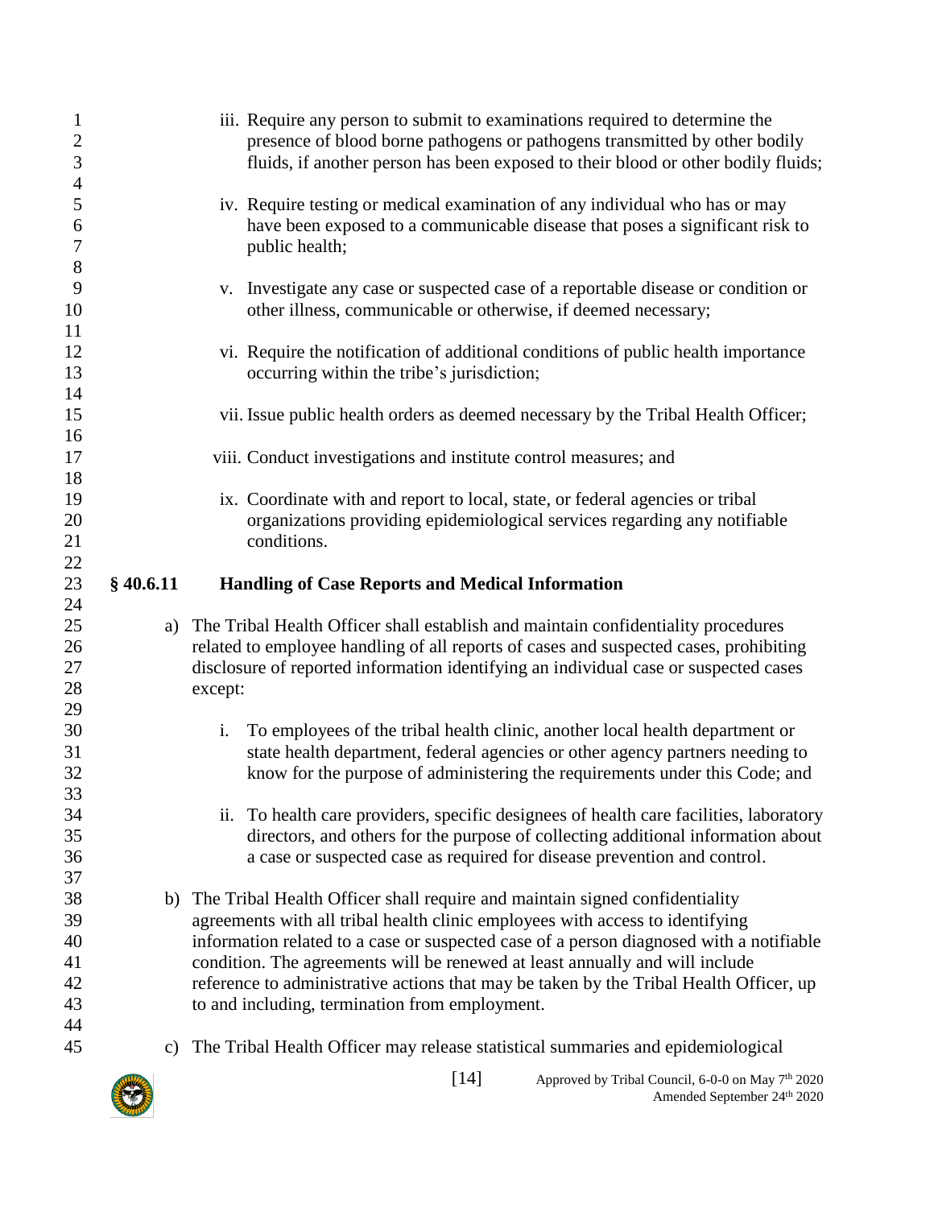iii. Require any person to submit to examinations required to determine the presence of blood borne pathogens or pathogens transmitted by other bodily fluids, if another person has been exposed to their blood or other bodily fluids;

iv. Require testing or medical examination of any individual who has or may have been exposed to a communicable disease that poses a significant risk to public health;

v. Investigate any case or suspected case of a reportable disease or condition or other illness, communicable or otherwise, if deemed necessary;

vi. Require the notification of additional conditions of public health importance occurring within the tribe's jurisdiction;

vii. Issue public health orders as deemed necessary by the Tribal Health Officer;

viii. Conduct investigations and institute control measures; and

ix. Coordinate with and report to local, state, or federal agencies or tribal organizations providing epidemiological services regarding any notifiable conditions.

### § 40.6.11 Handling of Case Reports and Medical Information

a) The Tribal Health Officer shall establish and maintain confidentiality procedures related to employee handling of all reports of cases and suspected cases, prohibiting disclosure of reported information identifying an individual case or suspected cases except:

   i. To employees of the tribal health clinic, another local health department or state health department, federal agencies or other agency partners needing to know for the purpose of administering the requirements under this Code; and

   ii. To health care providers, specific designees of health care facilities, laboratory directors, and others for the purpose of collecting additional information about a case or suspected case as required for disease prevention and control.

b) The Tribal Health Officer shall require and maintain signed confidentiality agreements with all tribal health clinic employees with access to identifying information related to a case or suspected case of a person diagnosed with a notifiable condition. The agreements will be renewed at least annually and will include reference to administrative actions that may be taken by the Tribal Health Officer, up to and including, termination from employment.

c) The Tribal Health Officer may release statistical summaries and epidemiological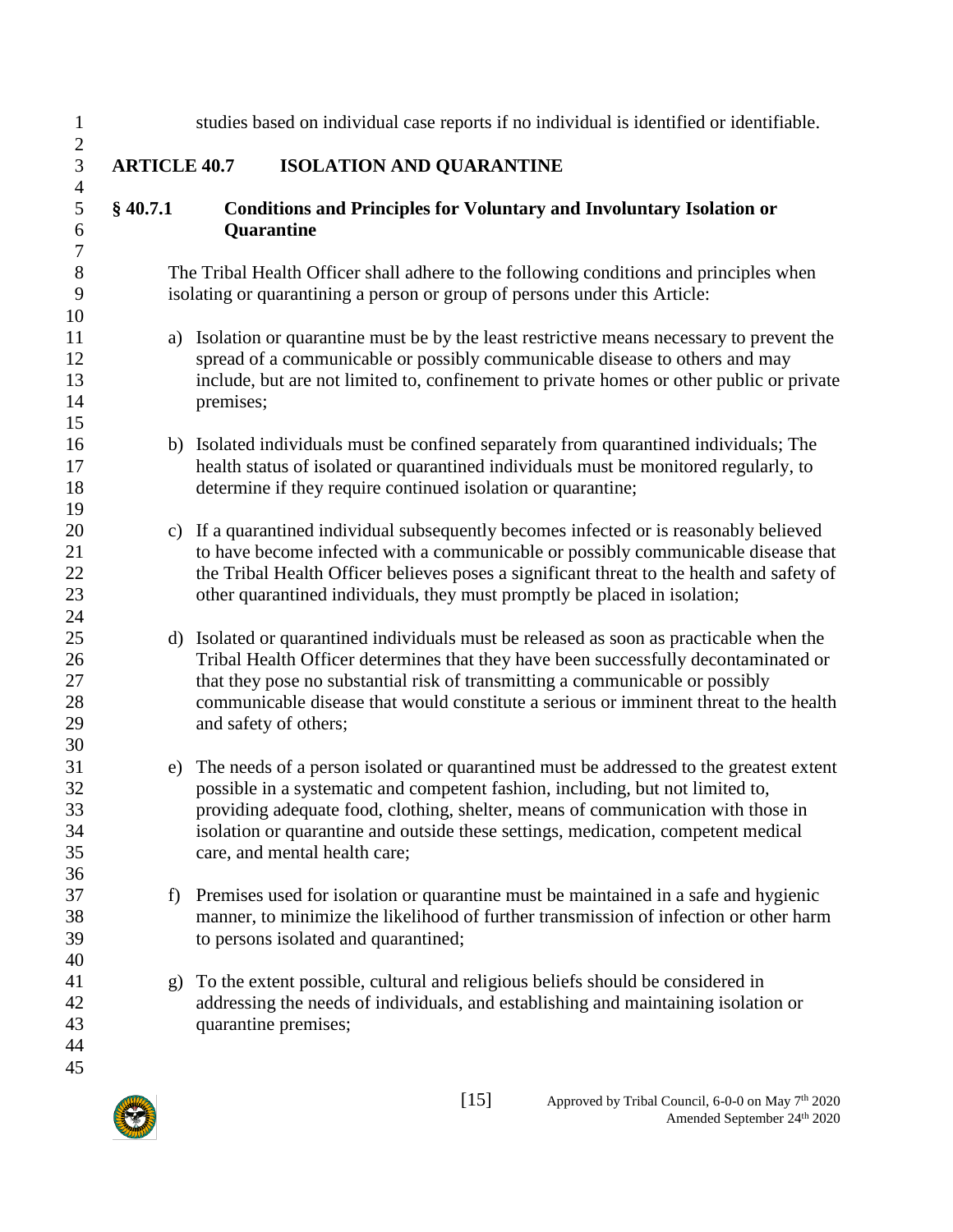studies based on individual case reports if no individual is identified or identifiable.

## ARTICLE 40.7 ISOLATION AND QUARANTINE

### § 40.7.1 Conditions and Principles for Voluntary and Involuntary Isolation or Quarantine

The Tribal Health Officer shall adhere to the following conditions and principles when isolating or quarantining a person or group of persons under this Article:

a) Isolation or quarantine must be by the least restrictive means necessary to prevent the spread of a communicable or possibly communicable disease to others and may include, but are not limited to, confinement to private homes or other public or private premises;

b) Isolated individuals must be confined separately from quarantined individuals; The health status of isolated or quarantined individuals must be monitored regularly, to determine if they require continued isolation or quarantine;

c) If a quarantined individual subsequently becomes infected or is reasonably believed to have become infected with a communicable or possibly communicable disease that the Tribal Health Officer believes poses a significant threat to the health and safety of other quarantined individuals, they must promptly be placed in isolation;

d) Isolated or quarantined individuals must be released as soon as practicable when the Tribal Health Officer determines that they have been successfully decontaminated or that they pose no substantial risk of transmitting a communicable or possibly communicable disease that would constitute a serious or imminent threat to the health and safety of others;

e) The needs of a person isolated or quarantined must be addressed to the greatest extent possible in a systematic and competent fashion, including, but not limited to, providing adequate food, clothing, shelter, means of communication with those in isolation or quarantine and outside these settings, medication, competent medical care, and mental health care;

f) Premises used for isolation or quarantine must be maintained in a safe and hygienic manner, to minimize the likelihood of further transmission of infection or other harm to persons isolated and quarantined;

g) To the extent possible, cultural and religious beliefs should be considered in addressing the needs of individuals, and establishing and maintaining isolation or quarantine premises;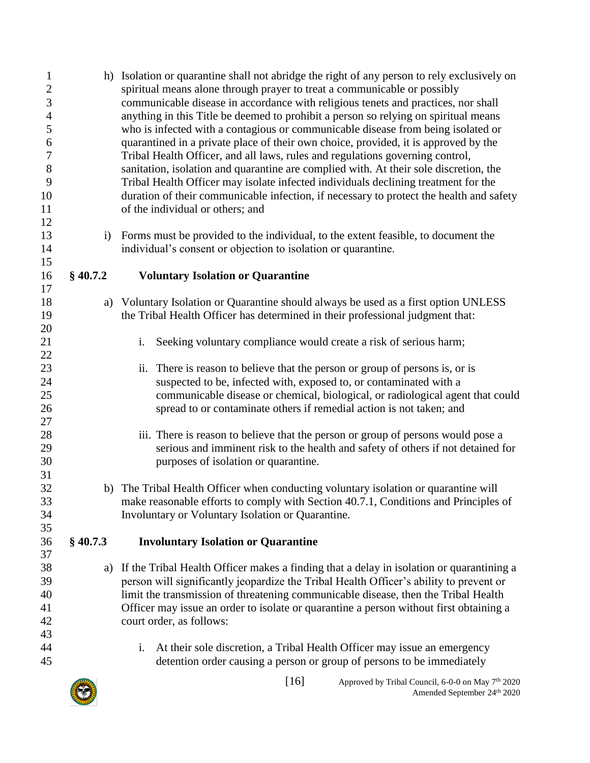h) Isolation or quarantine shall not abridge the right of any person to rely exclusively on spiritual means alone through prayer to treat a communicable or possibly communicable disease in accordance with religious tenets and practices, nor shall anything in this Title be deemed to prohibit a person so relying on spiritual means who is infected with a contagious or communicable disease from being isolated or quarantined in a private place of their own choice, provided, it is approved by the Tribal Health Officer, and all laws, rules and regulations governing control, sanitation, isolation and quarantine are complied with. At their sole discretion, the Tribal Health Officer may isolate infected individuals declining treatment for the duration of their communicable infection, if necessary to protect the health and safety of the individual or others; and

i) Forms must be provided to the individual, to the extent feasible, to document the individual's consent or objection to isolation or quarantine.

### § 40.7.2 Voluntary Isolation or Quarantine

a) Voluntary Isolation or Quarantine should always be used as a first option UNLESS the Tribal Health Officer has determined in their professional judgment that:

   i. Seeking voluntary compliance would create a risk of serious harm;

   ii. There is reason to believe that the person or group of persons is, or is suspected to be, infected with, exposed to, or contaminated with a communicable disease or chemical, biological, or radiological agent that could spread to or contaminate others if remedial action is not taken; and

   iii. There is reason to believe that the person or group of persons would pose a serious and imminent risk to the health and safety of others if not detained for purposes of isolation or quarantine.

b) The Tribal Health Officer when conducting voluntary isolation or quarantine will make reasonable efforts to comply with Section 40.7.1, Conditions and Principles of Involuntary or Voluntary Isolation or Quarantine.

### § 40.7.3 Involuntary Isolation or Quarantine

a) If the Tribal Health Officer makes a finding that a delay in isolation or quarantining a person will significantly jeopardize the Tribal Health Officer's ability to prevent or limit the transmission of threatening communicable disease, then the Tribal Health Officer may issue an order to isolate or quarantine a person without first obtaining a court order, as follows:

   i. At their sole discretion, a Tribal Health Officer may issue an emergency detention order causing a person or group of persons to be immediately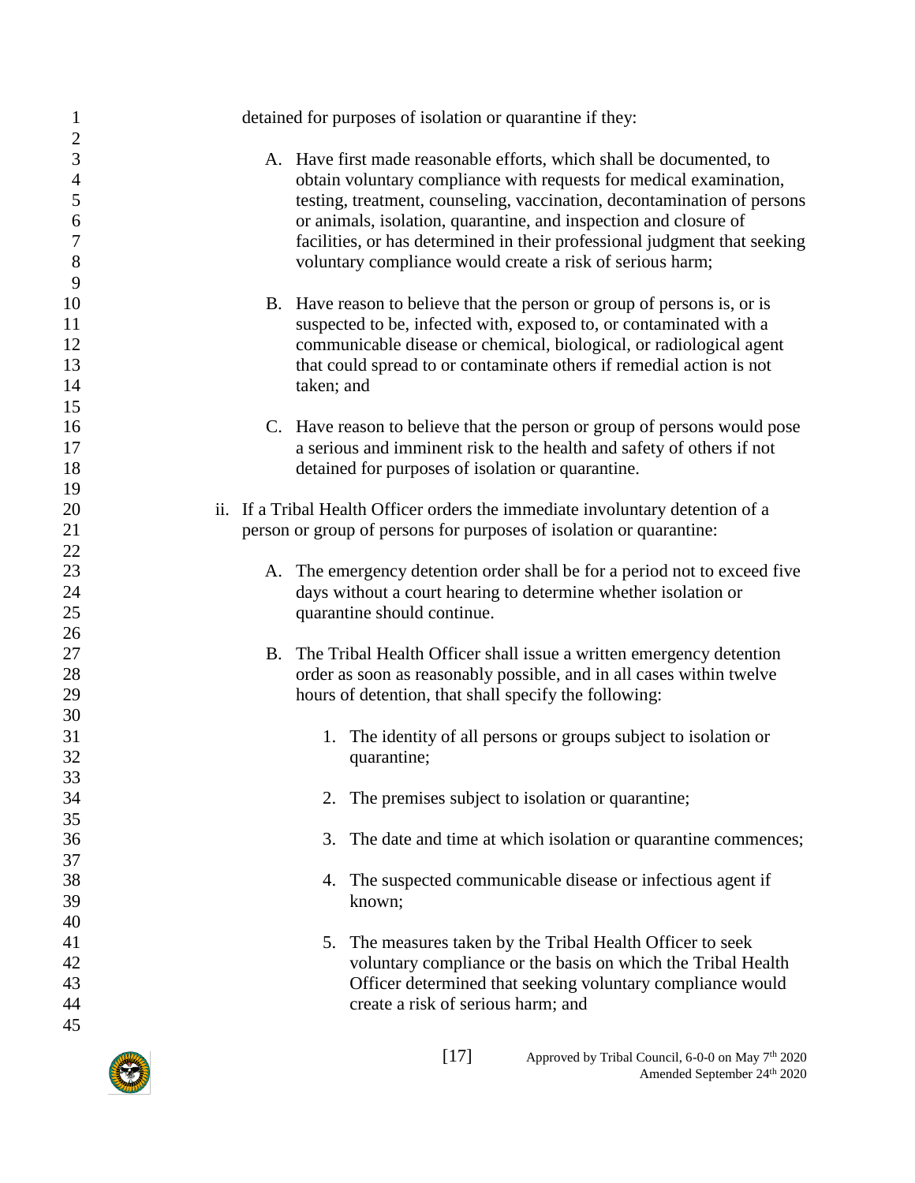detained for purposes of isolation or quarantine if they:

A. Have first made reasonable efforts, which shall be documented, to obtain voluntary compliance with requests for medical examination, testing, treatment, counseling, vaccination, decontamination of persons or animals, isolation, quarantine, and inspection and closure of facilities, or has determined in their professional judgment that seeking voluntary compliance would create a risk of serious harm;

B. Have reason to believe that the person or group of persons is, or is suspected to be, infected with, exposed to, or contaminated with a communicable disease or chemical, biological, or radiological agent that could spread to or contaminate others if remedial action is not taken; and

C. Have reason to believe that the person or group of persons would pose a serious and imminent risk to the health and safety of others if not detained for purposes of isolation or quarantine.

ii. If a Tribal Health Officer orders the immediate involuntary detention of a person or group of persons for purposes of isolation or quarantine:

A. The emergency detention order shall be for a period not to exceed five days without a court hearing to determine whether isolation or quarantine should continue.

B. The Tribal Health Officer shall issue a written emergency detention order as soon as reasonably possible, and in all cases within twelve hours of detention, that shall specify the following:

1. The identity of all persons or groups subject to isolation or quarantine;

2. The premises subject to isolation or quarantine;

3. The date and time at which isolation or quarantine commences;

4. The suspected communicable disease or infectious agent if known;

5. The measures taken by the Tribal Health Officer to seek voluntary compliance or the basis on which the Tribal Health Officer determined that seeking voluntary compliance would create a risk of serious harm; and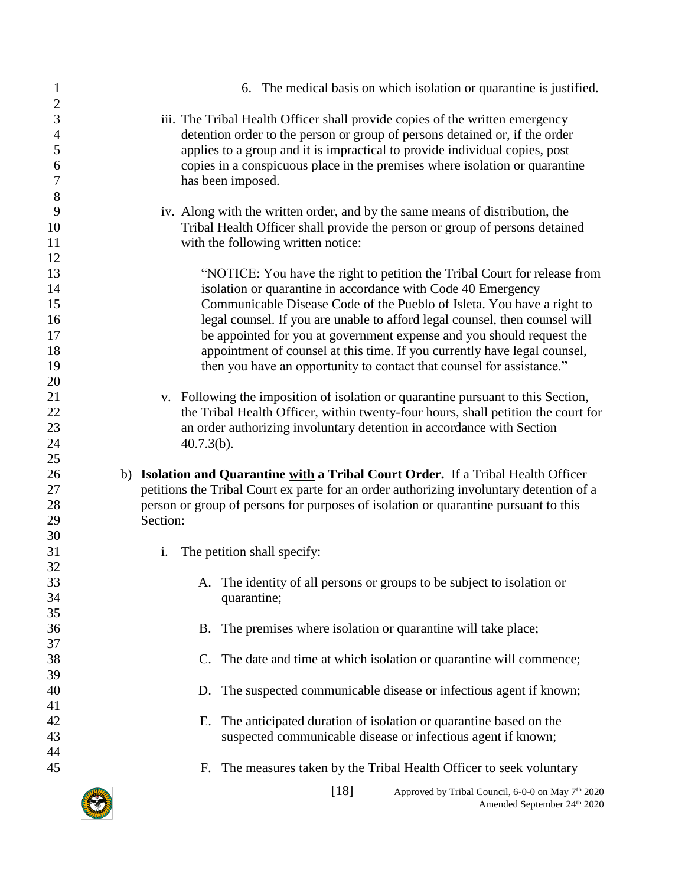6. The medical basis on which isolation or quarantine is justified.

iii. The Tribal Health Officer shall provide copies of the written emergency detention order to the person or group of persons detained or, if the order applies to a group and it is impractical to provide individual copies, post copies in a conspicuous place in the premises where isolation or quarantine has been imposed.

iv. Along with the written order, and by the same means of distribution, the Tribal Health Officer shall provide the person or group of persons detained with the following written notice:

> "NOTICE: You have the right to petition the Tribal Court for release from isolation or quarantine in accordance with Code 40 Emergency Communicable Disease Code of the Pueblo of Isleta. You have a right to legal counsel. If you are unable to afford legal counsel, then counsel will be appointed for you at government expense and you should request the appointment of counsel at this time. If you currently have legal counsel, then you have an opportunity to contact that counsel for assistance."

v. Following the imposition of isolation or quarantine pursuant to this Section, the Tribal Health Officer, within twenty-four hours, shall petition the court for an order authorizing involuntary detention in accordance with Section 40.7.3(b).

b) **Isolation and Quarantine <u>with</u> a Tribal Court Order.** If a Tribal Health Officer petitions the Tribal Court ex parte for an order authorizing involuntary detention of a person or group of persons for purposes of isolation or quarantine pursuant to this Section:

i. The petition shall specify:

A. The identity of all persons or groups to be subject to isolation or quarantine;

B. The premises where isolation or quarantine will take place;

C. The date and time at which isolation or quarantine will commence;

D. The suspected communicable disease or infectious agent if known;

E. The anticipated duration of isolation or quarantine based on the suspected communicable disease or infectious agent if known;

F. The measures taken by the Tribal Health Officer to seek voluntary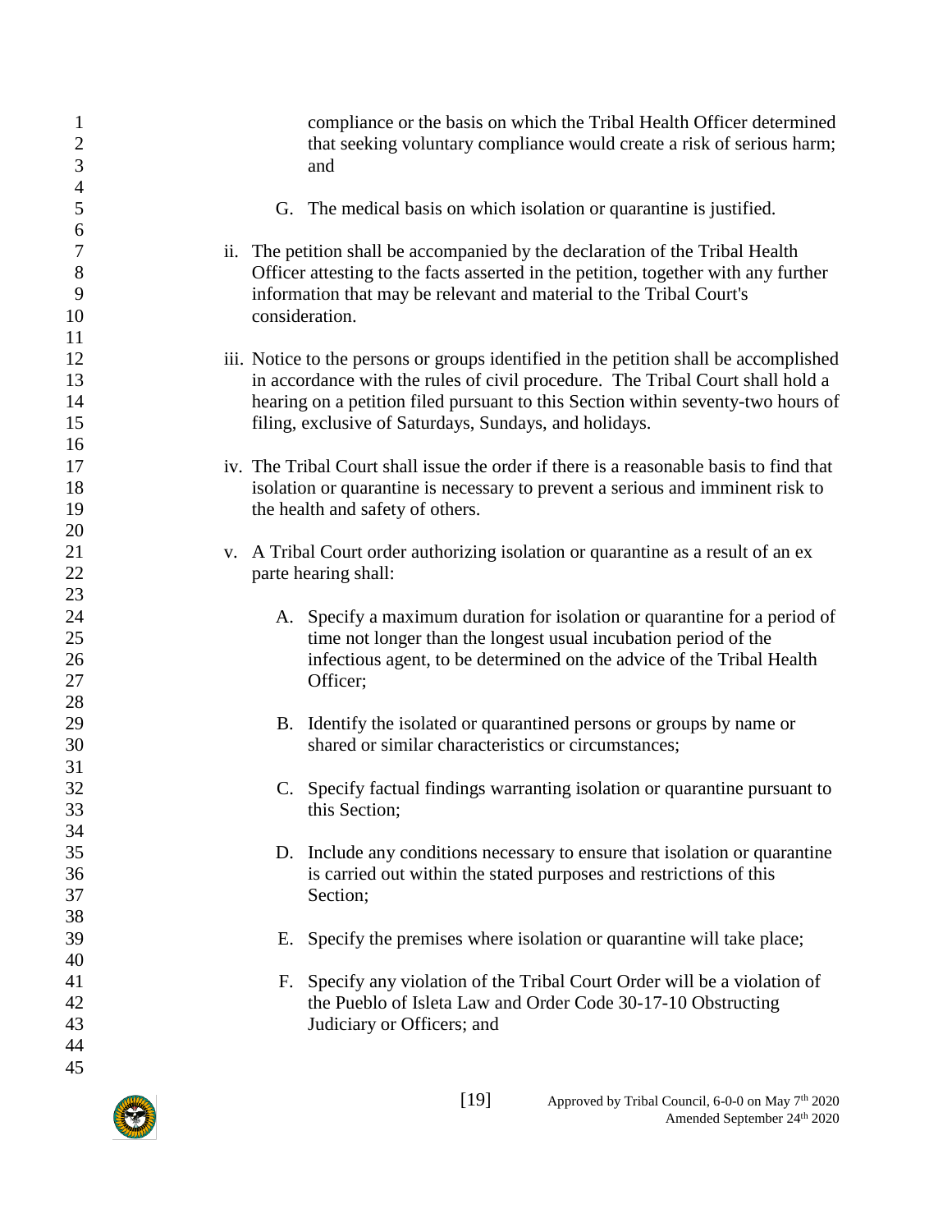compliance or the basis on which the Tribal Health Officer determined that seeking voluntary compliance would create a risk of serious harm; and

G. The medical basis on which isolation or quarantine is justified.

ii. The petition shall be accompanied by the declaration of the Tribal Health Officer attesting to the facts asserted in the petition, together with any further information that may be relevant and material to the Tribal Court's consideration.

iii. Notice to the persons or groups identified in the petition shall be accomplished in accordance with the rules of civil procedure. The Tribal Court shall hold a hearing on a petition filed pursuant to this Section within seventy-two hours of filing, exclusive of Saturdays, Sundays, and holidays.

iv. The Tribal Court shall issue the order if there is a reasonable basis to find that isolation or quarantine is necessary to prevent a serious and imminent risk to the health and safety of others.

v. A Tribal Court order authorizing isolation or quarantine as a result of an ex parte hearing shall:

A. Specify a maximum duration for isolation or quarantine for a period of time not longer than the longest usual incubation period of the infectious agent, to be determined on the advice of the Tribal Health Officer;

B. Identify the isolated or quarantined persons or groups by name or shared or similar characteristics or circumstances;

C. Specify factual findings warranting isolation or quarantine pursuant to this Section;

D. Include any conditions necessary to ensure that isolation or quarantine is carried out within the stated purposes and restrictions of this Section;

E. Specify the premises where isolation or quarantine will take place;

F. Specify any violation of the Tribal Court Order will be a violation of the Pueblo of Isleta Law and Order Code 30-17-10 Obstructing Judiciary or Officers; and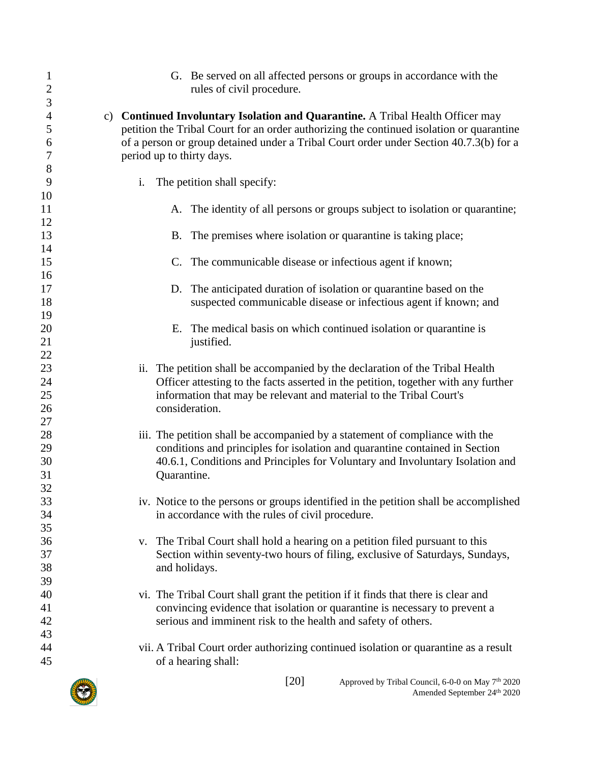G. Be served on all affected persons or groups in accordance with the rules of civil procedure.

c) **Continued Involuntary Isolation and Quarantine.** A Tribal Health Officer may petition the Tribal Court for an order authorizing the continued isolation or quarantine of a person or group detained under a Tribal Court order under Section 40.7.3(b) for a period up to thirty days.

   i. The petition shall specify:

      A. The identity of all persons or groups subject to isolation or quarantine;

      B. The premises where isolation or quarantine is taking place;

      C. The communicable disease or infectious agent if known;

      D. The anticipated duration of isolation or quarantine based on the suspected communicable disease or infectious agent if known; and

      E. The medical basis on which continued isolation or quarantine is justified.

   ii. The petition shall be accompanied by the declaration of the Tribal Health Officer attesting to the facts asserted in the petition, together with any further information that may be relevant and material to the Tribal Court's consideration.

   iii. The petition shall be accompanied by a statement of compliance with the conditions and principles for isolation and quarantine contained in Section 40.6.1, Conditions and Principles for Voluntary and Involuntary Isolation and Quarantine.

   iv. Notice to the persons or groups identified in the petition shall be accomplished in accordance with the rules of civil procedure.

   v. The Tribal Court shall hold a hearing on a petition filed pursuant to this Section within seventy-two hours of filing, exclusive of Saturdays, Sundays, and holidays.

   vi. The Tribal Court shall grant the petition if it finds that there is clear and convincing evidence that isolation or quarantine is necessary to prevent a serious and imminent risk to the health and safety of others.

   vii. A Tribal Court order authorizing continued isolation or quarantine as a result of a hearing shall: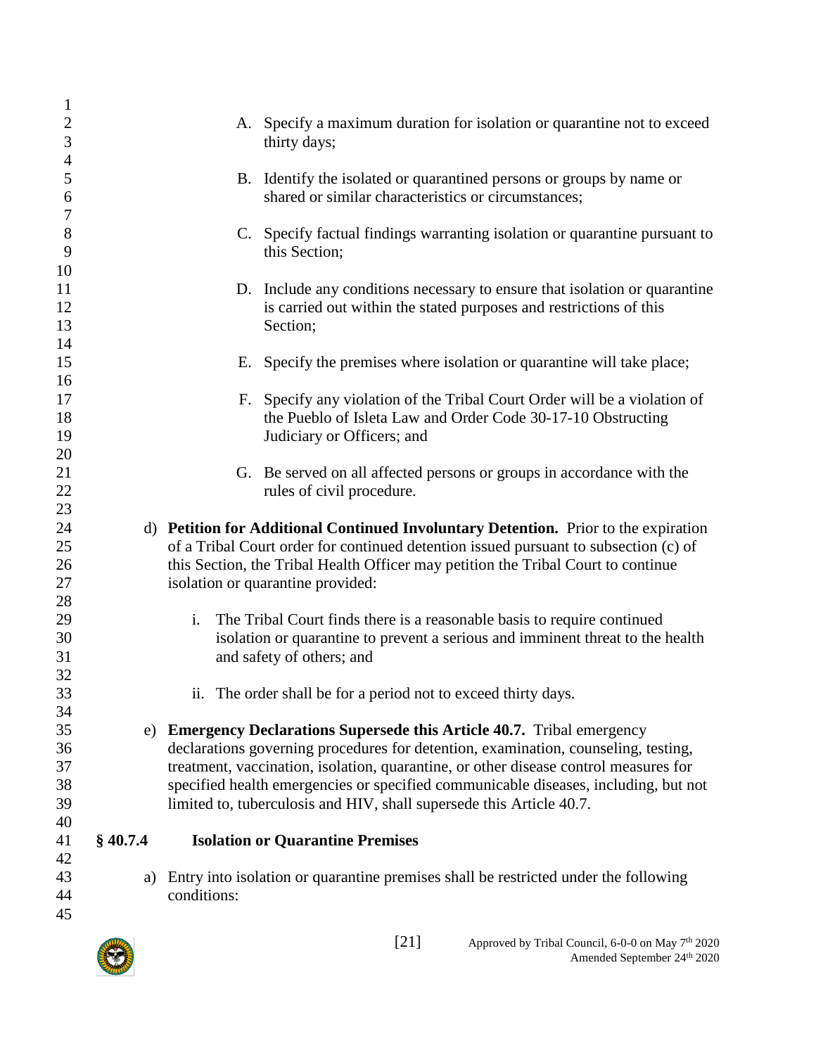A. Specify a maximum duration for isolation or quarantine not to exceed thirty days;

B. Identify the isolated or quarantined persons or groups by name or shared or similar characteristics or circumstances;

C. Specify factual findings warranting isolation or quarantine pursuant to this Section;

D. Include any conditions necessary to ensure that isolation or quarantine is carried out within the stated purposes and restrictions of this Section;

E. Specify the premises where isolation or quarantine will take place;

F. Specify any violation of the Tribal Court Order will be a violation of the Pueblo of Isleta Law and Order Code 30-17-10 Obstructing Judiciary or Officers; and

G. Be served on all affected persons or groups in accordance with the rules of civil procedure.

d) **Petition for Additional Continued Involuntary Detention.** Prior to the expiration of a Tribal Court order for continued detention issued pursuant to subsection (c) of this Section, the Tribal Health Officer may petition the Tribal Court to continue isolation or quarantine provided:

i. The Tribal Court finds there is a reasonable basis to require continued isolation or quarantine to prevent a serious and imminent threat to the health and safety of others; and

ii. The order shall be for a period not to exceed thirty days.

e) **Emergency Declarations Supersede this Article 40.7.** Tribal emergency declarations governing procedures for detention, examination, counseling, testing, treatment, vaccination, isolation, quarantine, or other disease control measures for specified health emergencies or specified communicable diseases, including, but not limited to, tuberculosis and HIV, shall supersede this Article 40.7.

### § 40.7.4 Isolation or Quarantine Premises

a) Entry into isolation or quarantine premises shall be restricted under the following conditions: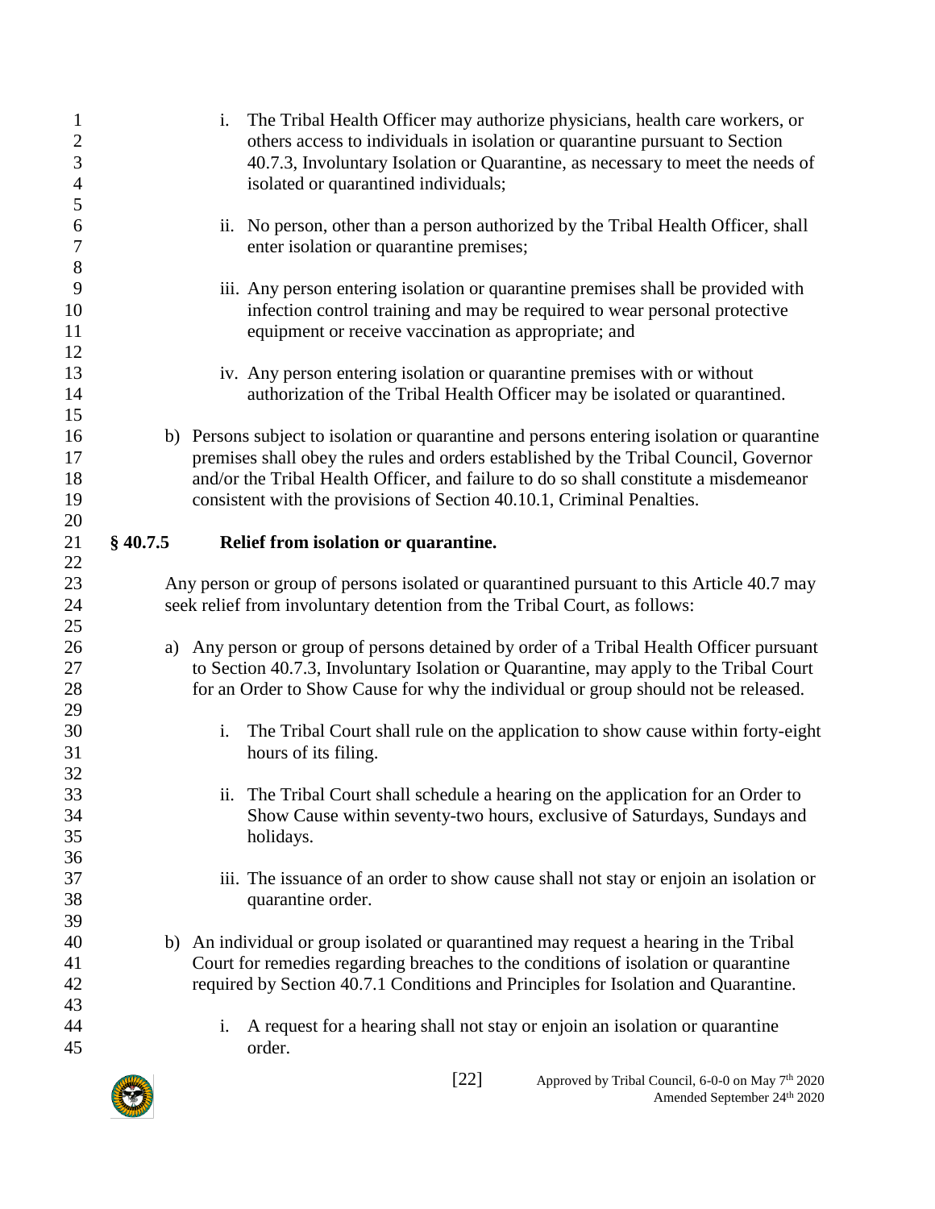i. The Tribal Health Officer may authorize physicians, health care workers, or others access to individuals in isolation or quarantine pursuant to Section 40.7.3, Involuntary Isolation or Quarantine, as necessary to meet the needs of isolated or quarantined individuals;

ii. No person, other than a person authorized by the Tribal Health Officer, shall enter isolation or quarantine premises;

iii. Any person entering isolation or quarantine premises shall be provided with infection control training and may be required to wear personal protective equipment or receive vaccination as appropriate; and

iv. Any person entering isolation or quarantine premises with or without authorization of the Tribal Health Officer may be isolated or quarantined.

b) Persons subject to isolation or quarantine and persons entering isolation or quarantine premises shall obey the rules and orders established by the Tribal Council, Governor and/or the Tribal Health Officer, and failure to do so shall constitute a misdemeanor consistent with the provisions of Section 40.10.1, Criminal Penalties.

### § 40.7.5 Relief from isolation or quarantine.

Any person or group of persons isolated or quarantined pursuant to this Article 40.7 may seek relief from involuntary detention from the Tribal Court, as follows:

a) Any person or group of persons detained by order of a Tribal Health Officer pursuant to Section 40.7.3, Involuntary Isolation or Quarantine, may apply to the Tribal Court for an Order to Show Cause for why the individual or group should not be released.

i. The Tribal Court shall rule on the application to show cause within forty-eight hours of its filing.

ii. The Tribal Court shall schedule a hearing on the application for an Order to Show Cause within seventy-two hours, exclusive of Saturdays, Sundays and holidays.

iii. The issuance of an order to show cause shall not stay or enjoin an isolation or quarantine order.

b) An individual or group isolated or quarantined may request a hearing in the Tribal Court for remedies regarding breaches to the conditions of isolation or quarantine required by Section 40.7.1 Conditions and Principles for Isolation and Quarantine.

i. A request for a hearing shall not stay or enjoin an isolation or quarantine order.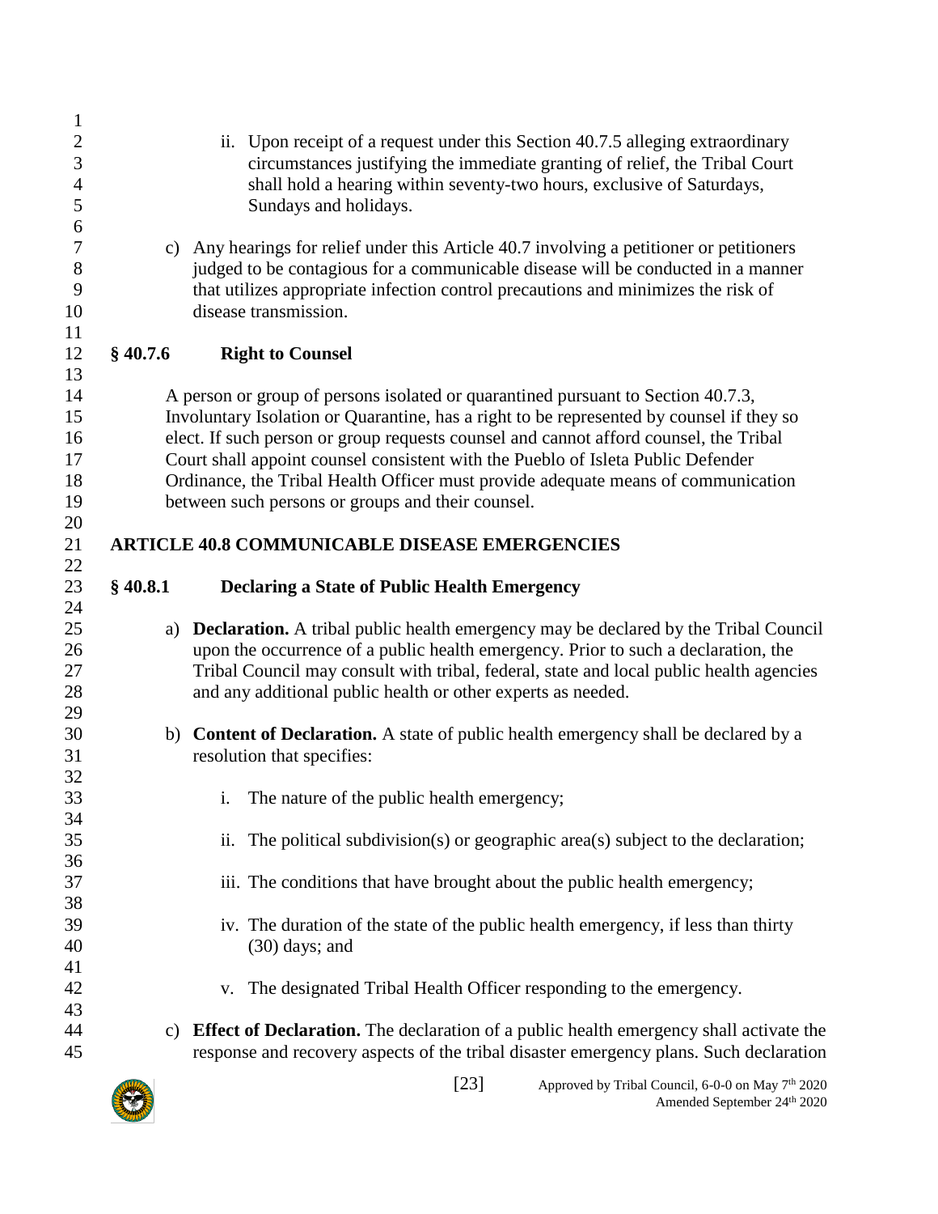ii. Upon receipt of a request under this Section 40.7.5 alleging extraordinary circumstances justifying the immediate granting of relief, the Tribal Court shall hold a hearing within seventy-two hours, exclusive of Saturdays, Sundays and holidays.

c) Any hearings for relief under this Article 40.7 involving a petitioner or petitioners judged to be contagious for a communicable disease will be conducted in a manner that utilizes appropriate infection control precautions and minimizes the risk of disease transmission.

### § 40.7.6 Right to Counsel

A person or group of persons isolated or quarantined pursuant to Section 40.7.3, Involuntary Isolation or Quarantine, has a right to be represented by counsel if they so elect. If such person or group requests counsel and cannot afford counsel, the Tribal Court shall appoint counsel consistent with the Pueblo of Isleta Public Defender Ordinance, the Tribal Health Officer must provide adequate means of communication between such persons or groups and their counsel.

## ARTICLE 40.8 COMMUNICABLE DISEASE EMERGENCIES

### § 40.8.1 Declaring a State of Public Health Emergency

a) **Declaration.** A tribal public health emergency may be declared by the Tribal Council upon the occurrence of a public health emergency. Prior to such a declaration, the Tribal Council may consult with tribal, federal, state and local public health agencies and any additional public health or other experts as needed.

b) **Content of Declaration.** A state of public health emergency shall be declared by a resolution that specifies:

i. The nature of the public health emergency;

ii. The political subdivision(s) or geographic area(s) subject to the declaration;

iii. The conditions that have brought about the public health emergency;

iv. The duration of the state of the public health emergency, if less than thirty (30) days; and

v. The designated Tribal Health Officer responding to the emergency.

c) **Effect of Declaration.** The declaration of a public health emergency shall activate the response and recovery aspects of the tribal disaster emergency plans. Such declaration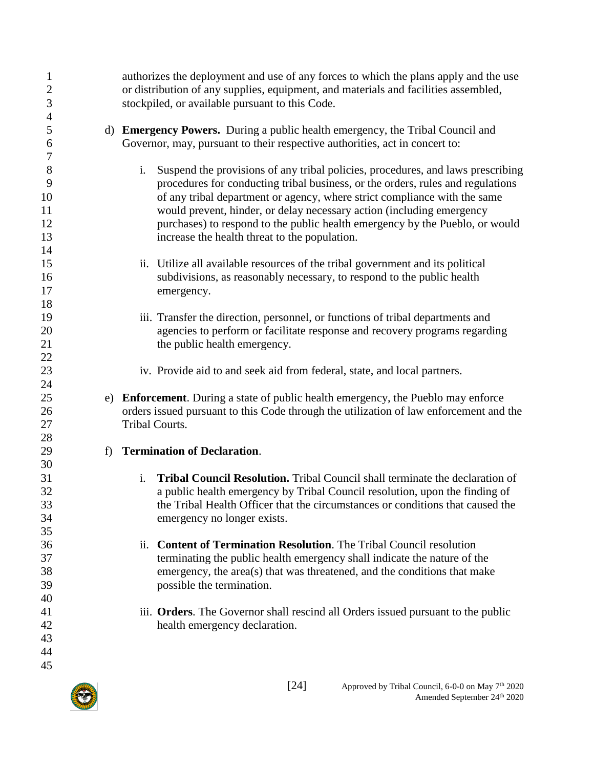authorizes the deployment and use of any forces to which the plans apply and the use or distribution of any supplies, equipment, and materials and facilities assembled, stockpiled, or available pursuant to this Code.

d) **Emergency Powers.** During a public health emergency, the Tribal Council and Governor, may, pursuant to their respective authorities, act in concert to:

   i. Suspend the provisions of any tribal policies, procedures, and laws prescribing procedures for conducting tribal business, or the orders, rules and regulations of any tribal department or agency, where strict compliance with the same would prevent, hinder, or delay necessary action (including emergency purchases) to respond to the public health emergency by the Pueblo, or would increase the health threat to the population.

   ii. Utilize all available resources of the tribal government and its political subdivisions, as reasonably necessary, to respond to the public health emergency.

   iii. Transfer the direction, personnel, or functions of tribal departments and agencies to perform or facilitate response and recovery programs regarding the public health emergency.

   iv. Provide aid to and seek aid from federal, state, and local partners.

e) **Enforcement**. During a state of public health emergency, the Pueblo may enforce orders issued pursuant to this Code through the utilization of law enforcement and the Tribal Courts.

f) **Termination of Declaration**.

   i. **Tribal Council Resolution.** Tribal Council shall terminate the declaration of a public health emergency by Tribal Council resolution, upon the finding of the Tribal Health Officer that the circumstances or conditions that caused the emergency no longer exists.

   ii. **Content of Termination Resolution**. The Tribal Council resolution terminating the public health emergency shall indicate the nature of the emergency, the area(s) that was threatened, and the conditions that make possible the termination.

   iii. **Orders**. The Governor shall rescind all Orders issued pursuant to the public health emergency declaration.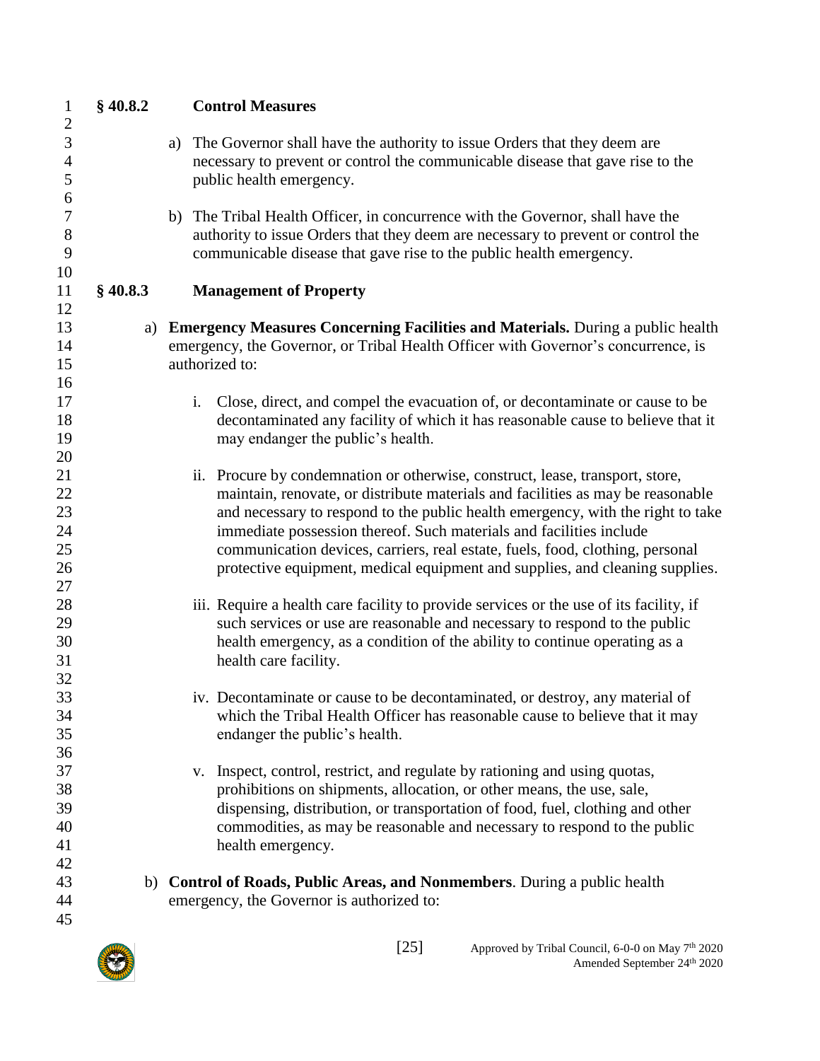### § 40.8.2 Control Measures

a) The Governor shall have the authority to issue Orders that they deem are necessary to prevent or control the communicable disease that gave rise to the public health emergency.

b) The Tribal Health Officer, in concurrence with the Governor, shall have the authority to issue Orders that they deem are necessary to prevent or control the communicable disease that gave rise to the public health emergency.

### § 40.8.3 Management of Property

a) **Emergency Measures Concerning Facilities and Materials.** During a public health emergency, the Governor, or Tribal Health Officer with Governor's concurrence, is authorized to:

   i. Close, direct, and compel the evacuation of, or decontaminate or cause to be decontaminated any facility of which it has reasonable cause to believe that it may endanger the public's health.

   ii. Procure by condemnation or otherwise, construct, lease, transport, store, maintain, renovate, or distribute materials and facilities as may be reasonable and necessary to respond to the public health emergency, with the right to take immediate possession thereof. Such materials and facilities include communication devices, carriers, real estate, fuels, food, clothing, personal protective equipment, medical equipment and supplies, and cleaning supplies.

   iii. Require a health care facility to provide services or the use of its facility, if such services or use are reasonable and necessary to respond to the public health emergency, as a condition of the ability to continue operating as a health care facility.

   iv. Decontaminate or cause to be decontaminated, or destroy, any material of which the Tribal Health Officer has reasonable cause to believe that it may endanger the public's health.

   v. Inspect, control, restrict, and regulate by rationing and using quotas, prohibitions on shipments, allocation, or other means, the use, sale, dispensing, distribution, or transportation of food, fuel, clothing and other commodities, as may be reasonable and necessary to respond to the public health emergency.

b) **Control of Roads, Public Areas, and Nonmembers**. During a public health emergency, the Governor is authorized to: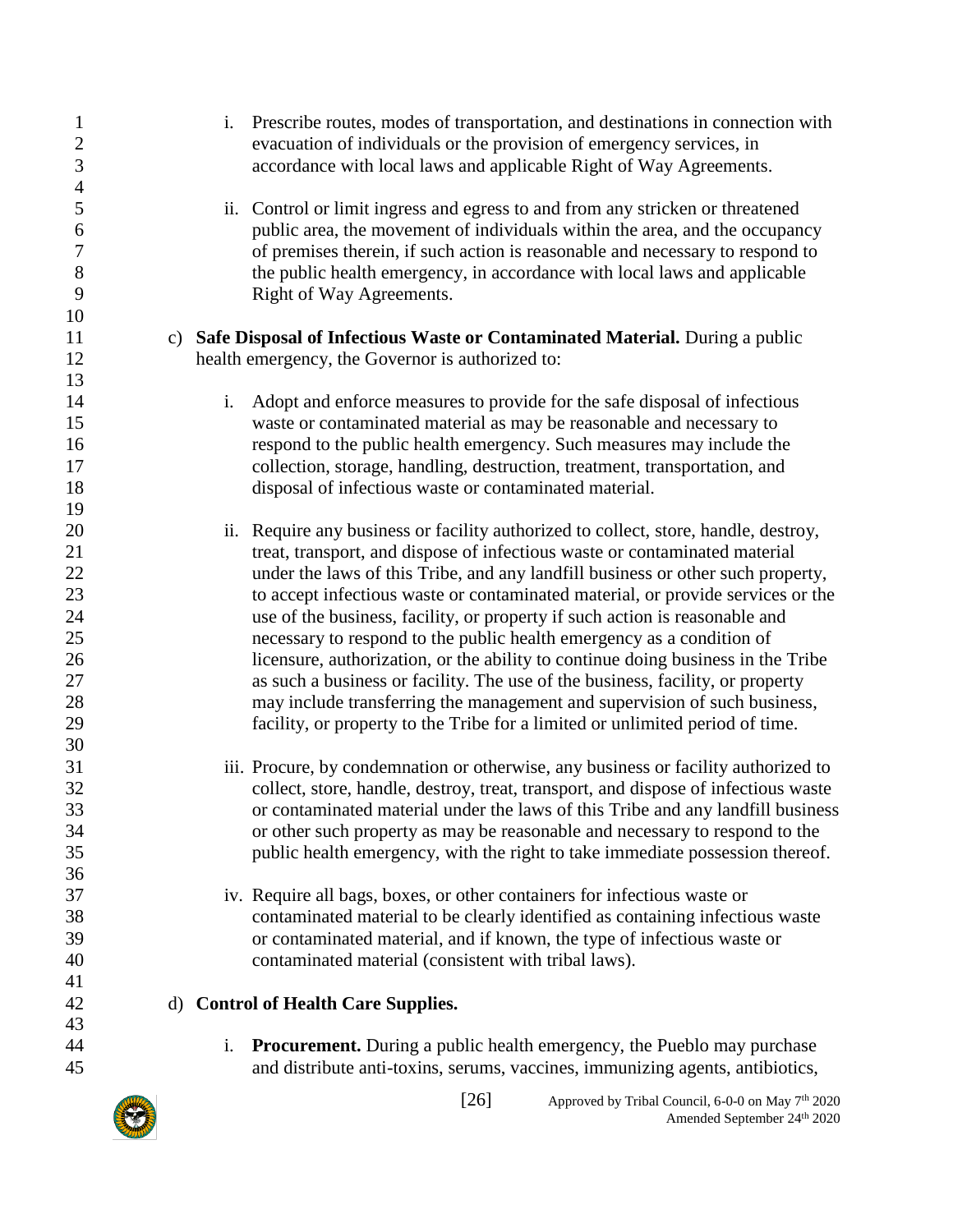i. Prescribe routes, modes of transportation, and destinations in connection with evacuation of individuals or the provision of emergency services, in accordance with local laws and applicable Right of Way Agreements.

ii. Control or limit ingress and egress to and from any stricken or threatened public area, the movement of individuals within the area, and the occupancy of premises therein, if such action is reasonable and necessary to respond to the public health emergency, in accordance with local laws and applicable Right of Way Agreements.

c) **Safe Disposal of Infectious Waste or Contaminated Material.** During a public health emergency, the Governor is authorized to:

i. Adopt and enforce measures to provide for the safe disposal of infectious waste or contaminated material as may be reasonable and necessary to respond to the public health emergency. Such measures may include the collection, storage, handling, destruction, treatment, transportation, and disposal of infectious waste or contaminated material.

ii. Require any business or facility authorized to collect, store, handle, destroy, treat, transport, and dispose of infectious waste or contaminated material under the laws of this Tribe, and any landfill business or other such property, to accept infectious waste or contaminated material, or provide services or the use of the business, facility, or property if such action is reasonable and necessary to respond to the public health emergency as a condition of licensure, authorization, or the ability to continue doing business in the Tribe as such a business or facility. The use of the business, facility, or property may include transferring the management and supervision of such business, facility, or property to the Tribe for a limited or unlimited period of time.

iii. Procure, by condemnation or otherwise, any business or facility authorized to collect, store, handle, destroy, treat, transport, and dispose of infectious waste or contaminated material under the laws of this Tribe and any landfill business or other such property as may be reasonable and necessary to respond to the public health emergency, with the right to take immediate possession thereof.

iv. Require all bags, boxes, or other containers for infectious waste or contaminated material to be clearly identified as containing infectious waste or contaminated material, and if known, the type of infectious waste or contaminated material (consistent with tribal laws).

d) **Control of Health Care Supplies.**

i. **Procurement.** During a public health emergency, the Pueblo may purchase and distribute anti-toxins, serums, vaccines, immunizing agents, antibiotics,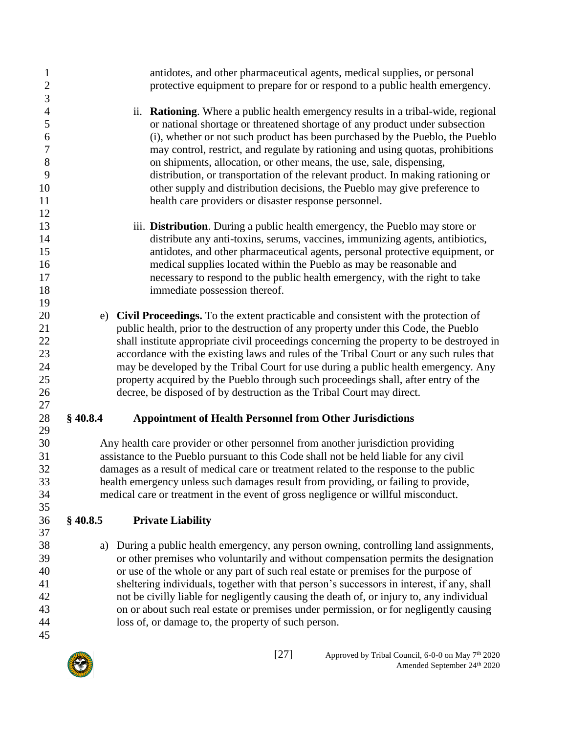antidotes, and other pharmaceutical agents, medical supplies, or personal protective equipment to prepare for or respond to a public health emergency.

ii. **Rationing**. Where a public health emergency results in a tribal-wide, regional or national shortage or threatened shortage of any product under subsection (i), whether or not such product has been purchased by the Pueblo, the Pueblo may control, restrict, and regulate by rationing and using quotas, prohibitions on shipments, allocation, or other means, the use, sale, dispensing, distribution, or transportation of the relevant product. In making rationing or other supply and distribution decisions, the Pueblo may give preference to health care providers or disaster response personnel.

iii. **Distribution**. During a public health emergency, the Pueblo may store or distribute any anti-toxins, serums, vaccines, immunizing agents, antibiotics, antidotes, and other pharmaceutical agents, personal protective equipment, or medical supplies located within the Pueblo as may be reasonable and necessary to respond to the public health emergency, with the right to take immediate possession thereof.

e) **Civil Proceedings.** To the extent practicable and consistent with the protection of public health, prior to the destruction of any property under this Code, the Pueblo shall institute appropriate civil proceedings concerning the property to be destroyed in accordance with the existing laws and rules of the Tribal Court or any such rules that may be developed by the Tribal Court for use during a public health emergency. Any property acquired by the Pueblo through such proceedings shall, after entry of the decree, be disposed of by destruction as the Tribal Court may direct.

## § 40.8.4 Appointment of Health Personnel from Other Jurisdictions

Any health care provider or other personnel from another jurisdiction providing assistance to the Pueblo pursuant to this Code shall not be held liable for any civil damages as a result of medical care or treatment related to the response to the public health emergency unless such damages result from providing, or failing to provide, medical care or treatment in the event of gross negligence or willful misconduct.

## § 40.8.5 Private Liability

a) During a public health emergency, any person owning, controlling land assignments, or other premises who voluntarily and without compensation permits the designation or use of the whole or any part of such real estate or premises for the purpose of sheltering individuals, together with that person's successors in interest, if any, shall not be civilly liable for negligently causing the death of, or injury to, any individual on or about such real estate or premises under permission, or for negligently causing loss of, or damage to, the property of such person.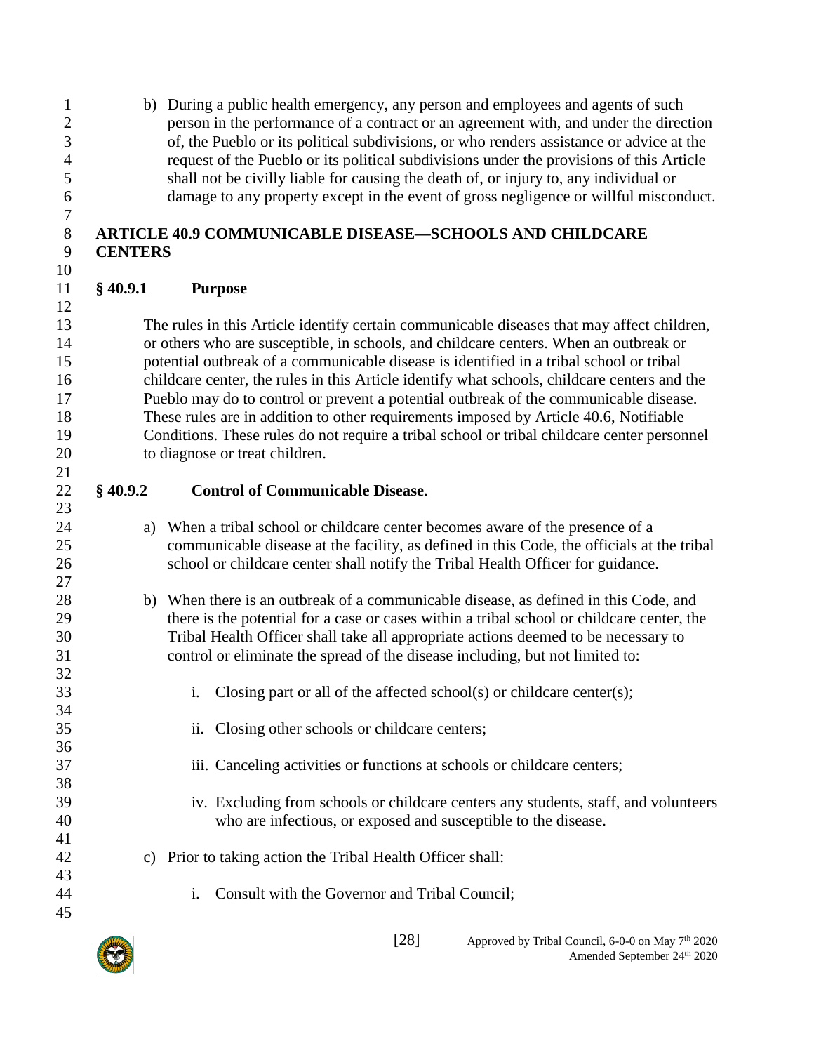b) During a public health emergency, any person and employees and agents of such person in the performance of a contract or an agreement with, and under the direction of, the Pueblo or its political subdivisions, or who renders assistance or advice at the request of the Pueblo or its political subdivisions under the provisions of this Article shall not be civilly liable for causing the death of, or injury to, any individual or damage to any property except in the event of gross negligence or willful misconduct.

## ARTICLE 40.9 COMMUNICABLE DISEASE—SCHOOLS AND CHILDCARE CENTERS

### § 40.9.1 Purpose

The rules in this Article identify certain communicable diseases that may affect children, or others who are susceptible, in schools, and childcare centers. When an outbreak or potential outbreak of a communicable disease is identified in a tribal school or tribal childcare center, the rules in this Article identify what schools, childcare centers and the Pueblo may do to control or prevent a potential outbreak of the communicable disease. These rules are in addition to other requirements imposed by Article 40.6, Notifiable Conditions. These rules do not require a tribal school or tribal childcare center personnel to diagnose or treat children.

### § 40.9.2 Control of Communicable Disease.

a) When a tribal school or childcare center becomes aware of the presence of a communicable disease at the facility, as defined in this Code, the officials at the tribal school or childcare center shall notify the Tribal Health Officer for guidance.

b) When there is an outbreak of a communicable disease, as defined in this Code, and there is the potential for a case or cases within a tribal school or childcare center, the Tribal Health Officer shall take all appropriate actions deemed to be necessary to control or eliminate the spread of the disease including, but not limited to:

   i. Closing part or all of the affected school(s) or childcare center(s);

   ii. Closing other schools or childcare centers;

   iii. Canceling activities or functions at schools or childcare centers;

   iv. Excluding from schools or childcare centers any students, staff, and volunteers who are infectious, or exposed and susceptible to the disease.

c) Prior to taking action the Tribal Health Officer shall:

   i. Consult with the Governor and Tribal Council;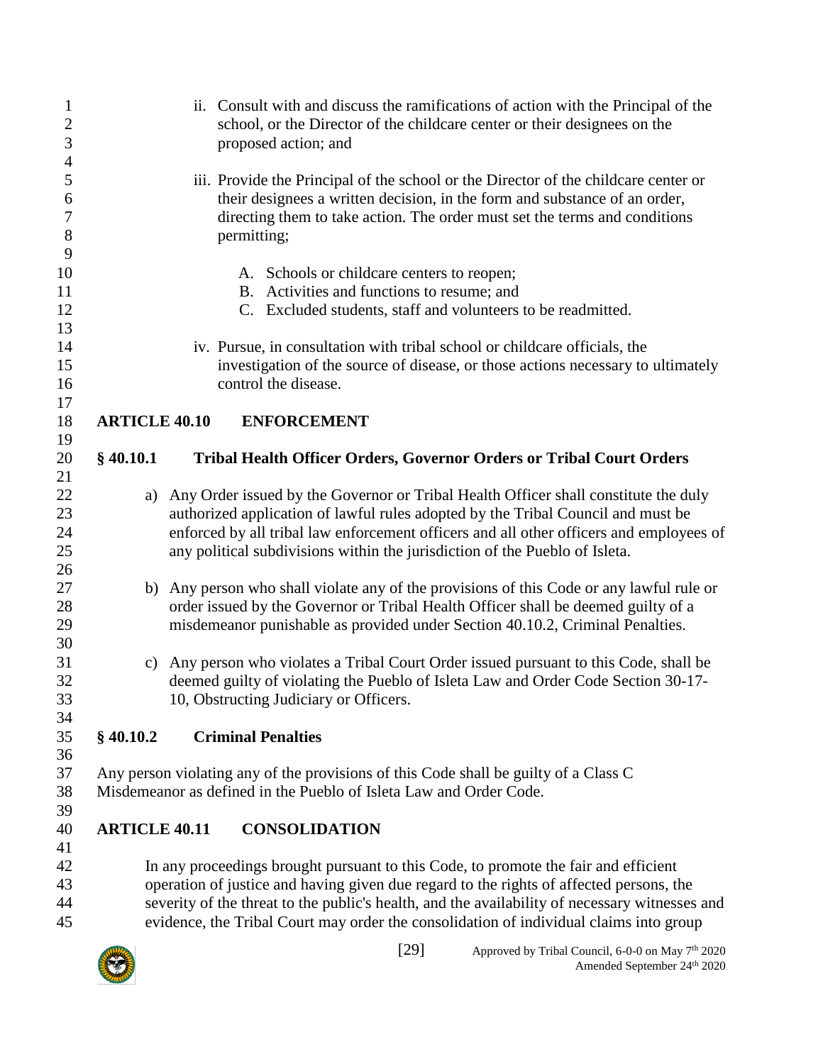ii. Consult with and discuss the ramifications of action with the Principal of the school, or the Director of the childcare center or their designees on the proposed action; and

iii. Provide the Principal of the school or the Director of the childcare center or their designees a written decision, in the form and substance of an order, directing them to take action. The order must set the terms and conditions permitting;

A. Schools or childcare centers to reopen;
B. Activities and functions to resume; and
C. Excluded students, staff and volunteers to be readmitted.

iv. Pursue, in consultation with tribal school or childcare officials, the investigation of the source of disease, or those actions necessary to ultimately control the disease.

## ARTICLE 40.10 ENFORCEMENT

### § 40.10.1 Tribal Health Officer Orders, Governor Orders or Tribal Court Orders

a) Any Order issued by the Governor or Tribal Health Officer shall constitute the duly authorized application of lawful rules adopted by the Tribal Council and must be enforced by all tribal law enforcement officers and all other officers and employees of any political subdivisions within the jurisdiction of the Pueblo of Isleta.

b) Any person who shall violate any of the provisions of this Code or any lawful rule or order issued by the Governor or Tribal Health Officer shall be deemed guilty of a misdemeanor punishable as provided under Section 40.10.2, Criminal Penalties.

c) Any person who violates a Tribal Court Order issued pursuant to this Code, shall be deemed guilty of violating the Pueblo of Isleta Law and Order Code Section 30-17-10, Obstructing Judiciary or Officers.

### § 40.10.2 Criminal Penalties

Any person violating any of the provisions of this Code shall be guilty of a Class C Misdemeanor as defined in the Pueblo of Isleta Law and Order Code.

## ARTICLE 40.11 CONSOLIDATION

In any proceedings brought pursuant to this Code, to promote the fair and efficient operation of justice and having given due regard to the rights of affected persons, the severity of the threat to the public's health, and the availability of necessary witnesses and evidence, the Tribal Court may order the consolidation of individual claims into group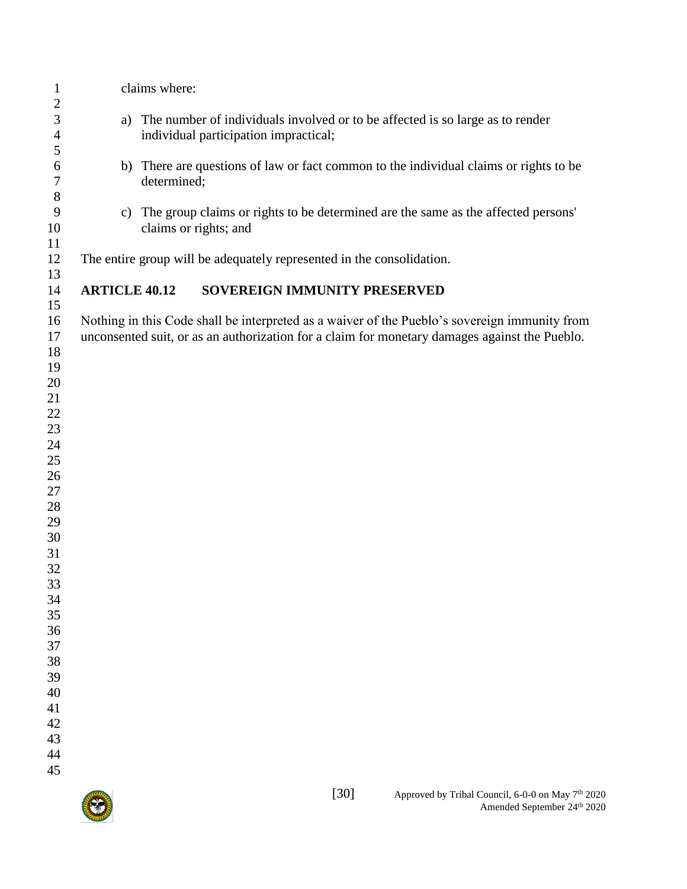claims where:

a) The number of individuals involved or to be affected is so large as to render individual participation impractical;

b) There are questions of law or fact common to the individual claims or rights to be determined;

c) The group claims or rights to be determined are the same as the affected persons' claims or rights; and

The entire group will be adequately represented in the consolidation.

## ARTICLE 40.12 SOVEREIGN IMMUNITY PRESERVED

Nothing in this Code shall be interpreted as a waiver of the Pueblo's sovereign immunity from unconsented suit, or as an authorization for a claim for monetary damages against the Pueblo.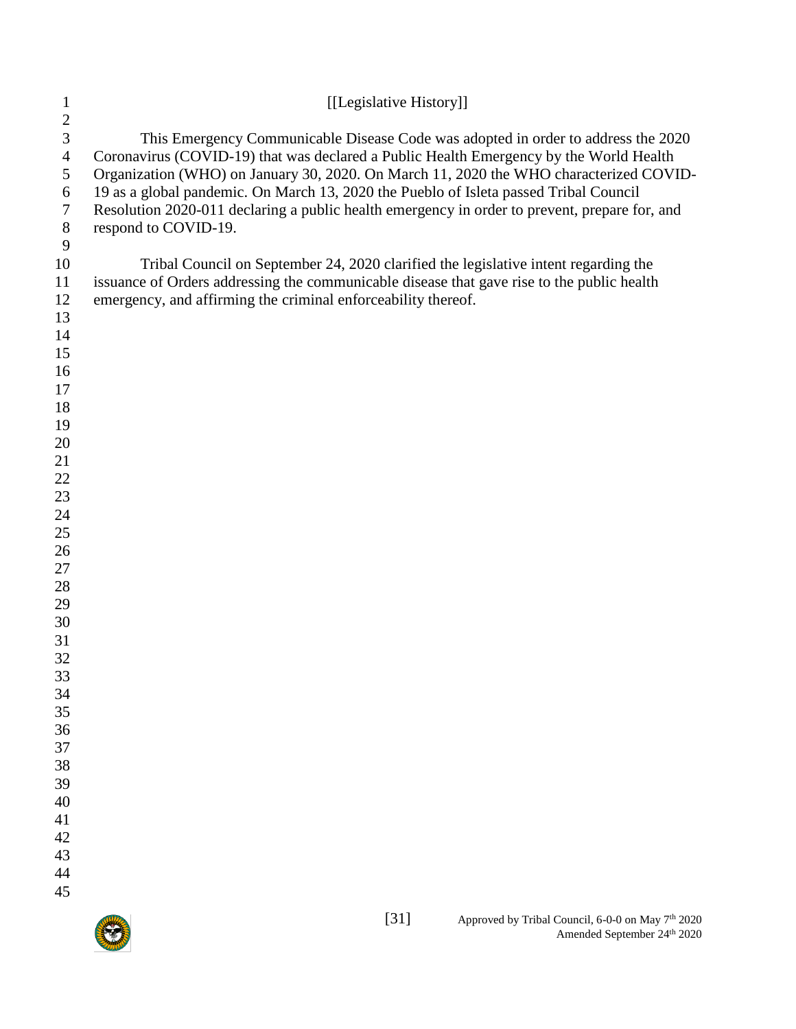[[Legislative History]]

This Emergency Communicable Disease Code was adopted in order to address the 2020 Coronavirus (COVID-19) that was declared a Public Health Emergency by the World Health Organization (WHO) on January 30, 2020. On March 11, 2020 the WHO characterized COVID-19 as a global pandemic. On March 13, 2020 the Pueblo of Isleta passed Tribal Council Resolution 2020-011 declaring a public health emergency in order to prevent, prepare for, and respond to COVID-19.

Tribal Council on September 24, 2020 clarified the legislative intent regarding the issuance of Orders addressing the communicable disease that gave rise to the public health emergency, and affirming the criminal enforceability thereof.